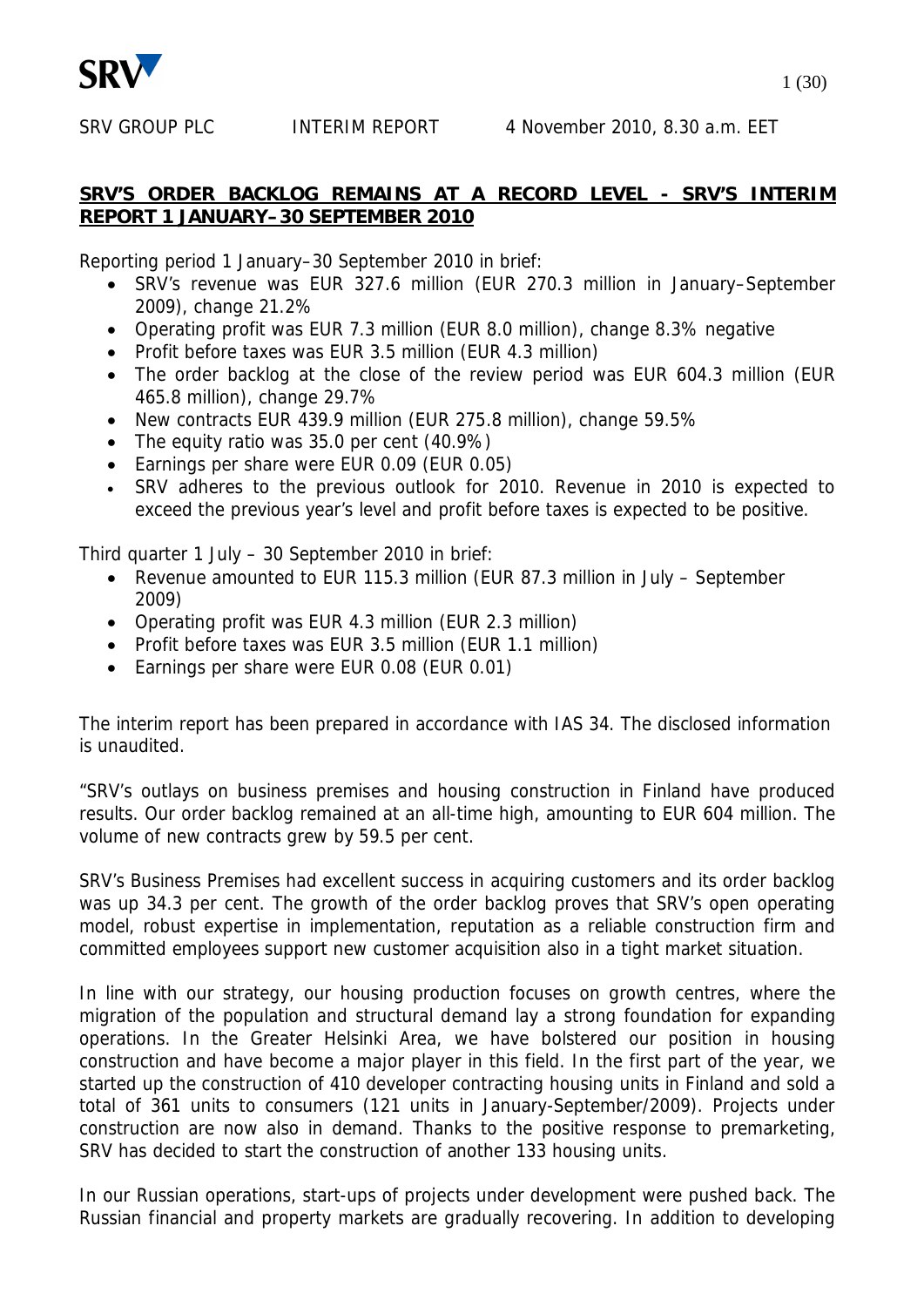SRV GROUP PLC INTERIM REPORT 4 November 2010, 8.30 a.m. EET

# SRV'S ORDER BACKLOG REMAINS AT A RECORD LEVEL - SRV'S INTERIM REPORT 1 JANUARY–30 SEPTEMBER 2010

Reporting period 1 January–30 September 2010 in brief:

- SRV's revenue was EUR 327.6 million (EUR 270.3 million in January–September 2009), change 21.2%
- Operating profit was EUR 7.3 million (EUR 8.0 million), change 8.3% negative
- Profit before taxes was EUR 3.5 million (EUR 4.3 million)
- The order backlog at the close of the review period was EUR 604.3 million (EUR 465.8 million), change 29.7%
- New contracts EUR 439.9 million (EUR 275.8 million), change 59.5%
- The equity ratio was 35.0 per cent (40.9%)
- Earnings per share were EUR 0.09 (EUR 0.05)
- SRV adheres to the previous outlook for 2010. Revenue in 2010 is expected to exceed the previous year's level and profit before taxes is expected to be positive.

Third quarter 1 July – 30 September 2010 in brief:

- Revenue amounted to EUR 115.3 million (EUR 87.3 million in July – September 2009)
- Operating profit was EUR 4.3 million (EUR 2.3 million)
- Profit before taxes was EUR 3.5 million (EUR 1.1 million)
- Earnings per share were EUR 0.08 (EUR 0.01)

The interim report has been prepared in accordance with IAS 34. The disclosed information is unaudited.

"SRV's outlays on business premises and housing construction in Finland have produced results. Our order backlog remained at an all-time high, amounting to EUR 604 million. The volume of new contracts grew by 59.5 per cent.

SRV's Business Premises had excellent success in acquiring customers and its order backlog was up 34.3 per cent. The growth of the order backlog proves that SRV's open operating model, robust expertise in implementation, reputation as a reliable construction firm and committed employees support new customer acquisition also in a tight market situation.

In line with our strategy, our housing production focuses on growth centres, where the migration of the population and structural demand lay a strong foundation for expanding operations. In the Greater Helsinki Area, we have bolstered our position in housing construction and have become a major player in this field. In the first part of the year, we started up the construction of 410 developer contracting housing units in Finland and sold a total of 361 units to consumers (121 units in January-September/2009). Projects under construction are now also in demand. Thanks to the positive response to premarketing, SRV has decided to start the construction of another 133 housing units.

In our Russian operations, start-ups of projects under development were pushed back. The Russian financial and property markets are gradually recovering. In addition to developing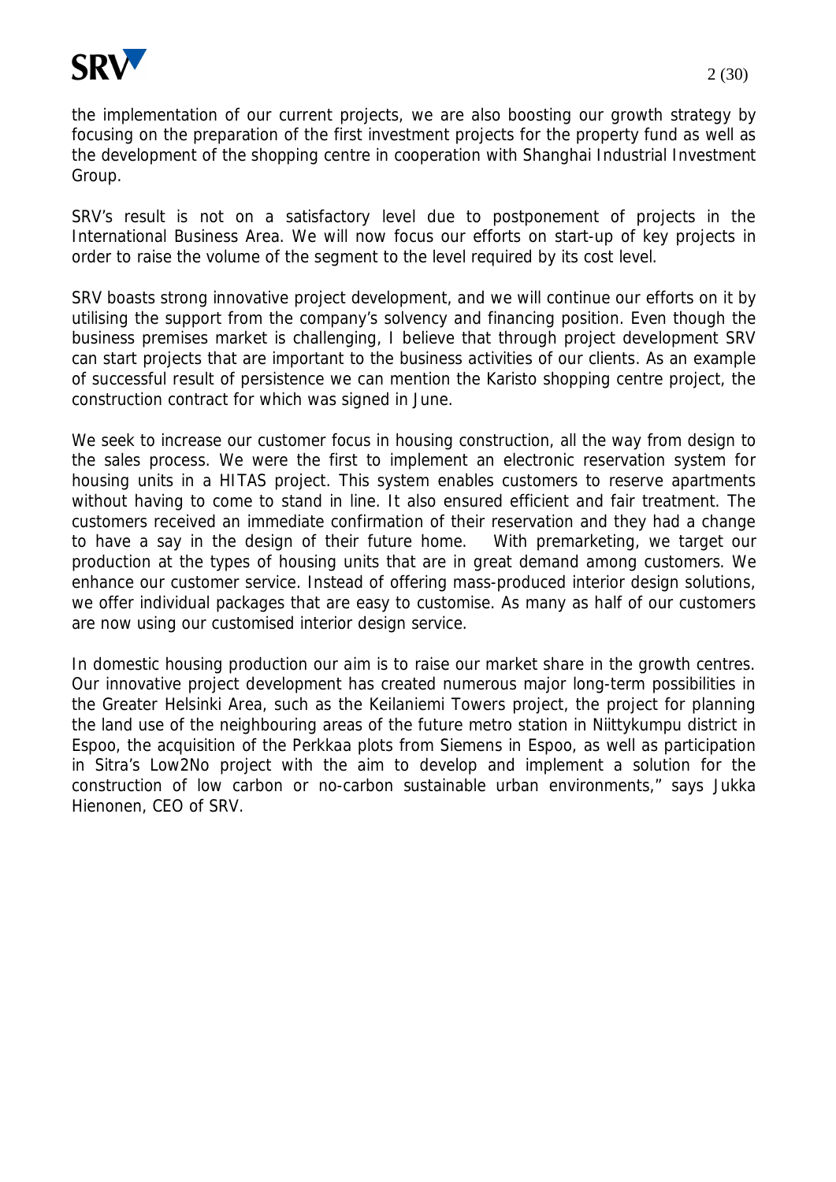the implementation of our current projects, we are also boosting our growth strategy by focusing on the preparation of the first investment projects for the property fund as well as the development of the shopping centre in cooperation with Shanghai Industrial Investment Group.

SRV's result is not on a satisfactory level due to postponement of projects in the International Business Area. We will now focus our efforts on start-up of key projects in order to raise the volume of the segment to the level required by its cost level.

SRV boasts strong innovative project development, and we will continue our efforts on it by utilising the support from the company's solvency and financing position. Even though the business premises market is challenging, I believe that through project development SRV can start projects that are important to the business activities of our clients. As an example of successful result of persistence we can mention the Karisto shopping centre project, the construction contract for which was signed in June.

We seek to increase our customer focus in housing construction, all the way from design to the sales process. We were the first to implement an electronic reservation system for housing units in a HITAS project. This system enables customers to reserve apartments without having to come to stand in line. It also ensured efficient and fair treatment. The customers received an immediate confirmation of their reservation and they had a change to have a say in the design of their future home. With premarketing, we target our production at the types of housing units that are in great demand among customers. We enhance our customer service. Instead of offering mass-produced interior design solutions, we offer individual packages that are easy to customise. As many as half of our customers are now using our customised interior design service.

In domestic housing production our aim is to raise our market share in the growth centres. Our innovative project development has created numerous major long-term possibilities in the Greater Helsinki Area, such as the Keilaniemi Towers project, the project for planning the land use of the neighbouring areas of the future metro station in Niittykumpu district in Espoo, the acquisition of the Perkkaa plots from Siemens in Espoo, as well as participation in Sitra's Low2No project with the aim to develop and implement a solution for the construction of low carbon or no-carbon sustainable urban environments," says Jukka Hienonen, CEO of SRV.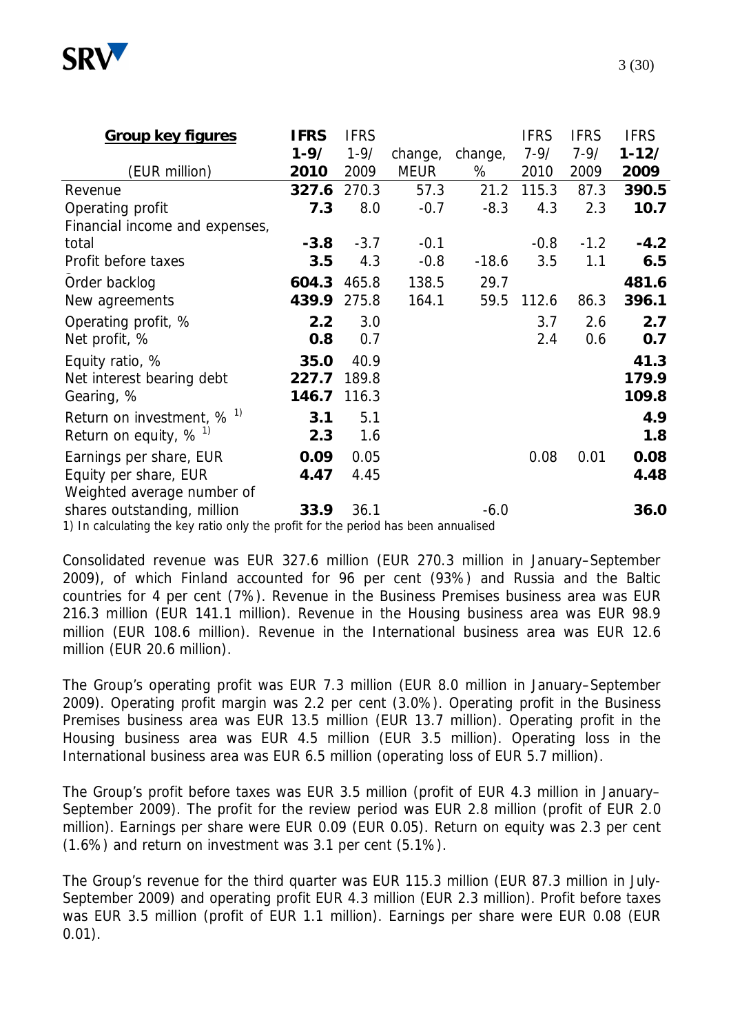| **Group key figures** (EUR million) | **IFRS 1-9/ 2010** | IFRS 1-9/ 2009 | change, MEUR | change, % | IFRS 7-9/ 2010 | IFRS 7-9/ 2009 | **IFRS 1-12/ 2009** |
|---|---|---|---|---|---|---|---|
| Revenue | **327.6** | 270.3 | 57.3 | 21.2 | 115.3 | 87.3 | **390.5** |
| Operating profit | **7.3** | 8.0 | -0.7 | -8.3 | 4.3 | 2.3 | **10.7** |
| Financial income and expenses, total | **-3.8** | -3.7 | -0.1 | | -0.8 | -1.2 | **-4.2** |
| Profit before taxes | **3.5** | 4.3 | -0.8 | -18.6 | 3.5 | 1.1 | **6.5** |
| Order backlog | **604.3** | 465.8 | 138.5 | 29.7 | | | **481.6** |
| New agreements | **439.9** | 275.8 | 164.1 | 59.5 | 112.6 | 86.3 | **396.1** |
| Operating profit, % | **2.2** | 3.0 | | | 3.7 | 2.6 | **2.7** |
| Net profit, % | **0.8** | 0.7 | | | 2.4 | 0.6 | **0.7** |
| Equity ratio, % | **35.0** | 40.9 | | | | | **41.3** |
| Net interest bearing debt | **227.7** | 189.8 | | | | | **179.9** |
| Gearing, % | **146.7** | 116.3 | | | | | **109.8** |
| Return on investment, % [1] | **3.1** | 5.1 | | | | | **4.9** |
| Return on equity, % [1] | **2.3** | 1.6 | | | | | **1.8** |
| Earnings per share, EUR | **0.09** | 0.05 | | | 0.08 | 0.01 | **0.08** |
| Equity per share, EUR | **4.47** | 4.45 | | | | | **4.48** |
| Weighted average number of shares outstanding, million | **33.9** | 36.1 | | -6.0 | | | **36.0** |

1) In calculating the key ratio only the profit for the period has been annualised

Consolidated revenue was EUR 327.6 million (EUR 270.3 million in January–September 2009), of which Finland accounted for 96 per cent (93%) and Russia and the Baltic countries for 4 per cent (7%). Revenue in the Business Premises business area was EUR 216.3 million (EUR 141.1 million). Revenue in the Housing business area was EUR 98.9 million (EUR 108.6 million). Revenue in the International business area was EUR 12.6 million (EUR 20.6 million).

The Group's operating profit was EUR 7.3 million (EUR 8.0 million in January–September 2009). Operating profit margin was 2.2 per cent (3.0%). Operating profit in the Business Premises business area was EUR 13.5 million (EUR 13.7 million). Operating profit in the Housing business area was EUR 4.5 million (EUR 3.5 million). Operating loss in the International business area was EUR 6.5 million (operating loss of EUR 5.7 million).

The Group's profit before taxes was EUR 3.5 million (profit of EUR 4.3 million in January–September 2009). The profit for the review period was EUR 2.8 million (profit of EUR 2.0 million). Earnings per share were EUR 0.09 (EUR 0.05). Return on equity was 2.3 per cent (1.6%) and return on investment was 3.1 per cent (5.1%).

The Group's revenue for the third quarter was EUR 115.3 million (EUR 87.3 million in July-September 2009) and operating profit EUR 4.3 million (EUR 2.3 million). Profit before taxes was EUR 3.5 million (profit of EUR 1.1 million). Earnings per share were EUR 0.08 (EUR 0.01).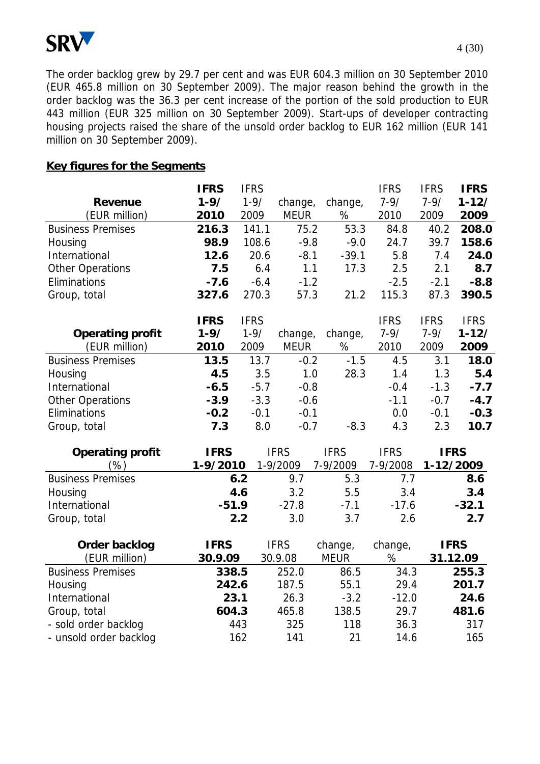The order backlog grew by 29.7 per cent and was EUR 604.3 million on 30 September 2010 (EUR 465.8 million on 30 September 2009). The major reason behind the growth in the order backlog was the 36.3 per cent increase of the portion of the sold production to EUR 443 million (EUR 325 million on 30 September 2009). Start-ups of developer contracting housing projects raised the share of the unsold order backlog to EUR 162 million (EUR 141 million on 30 September 2009).

**Key figures for the Segments**

| **Revenue** (EUR million) | **IFRS 1-9/ 2010** | IFRS 1-9/ 2009 | change, MEUR | change, % | IFRS 7-9/ 2010 | IFRS 7-9/ 2009 | **IFRS 1-12/ 2009** |
|---|---|---|---|---|---|---|---|
| Business Premises | **216.3** | 141.1 | 75.2 | 53.3 | 84.8 | 40.2 | **208.0** |
| Housing | **98.9** | 108.6 | -9.8 | -9.0 | 24.7 | 39.7 | **158.6** |
| International | **12.6** | 20.6 | -8.1 | -39.1 | 5.8 | 7.4 | **24.0** |
| Other Operations | **7.5** | 6.4 | 1.1 | 17.3 | 2.5 | 2.1 | **8.7** |
| Eliminations | **-7.6** | -6.4 | -1.2 | | -2.5 | -2.1 | **-8.8** |
| Group, total | **327.6** | 270.3 | 57.3 | 21.2 | 115.3 | 87.3 | **390.5** |

| **Operating profit** (EUR million) | **IFRS 1-9/ 2010** | IFRS 1-9/ 2009 | change, MEUR | change, % | IFRS 7-9/ 2010 | IFRS 7-9/ 2009 | IFRS **1-12/ 2009** |
|---|---|---|---|---|---|---|---|
| Business Premises | **13.5** | 13.7 | -0.2 | -1.5 | 4.5 | 3.1 | **18.0** |
| Housing | **4.5** | 3.5 | 1.0 | 28.3 | 1.4 | 1.3 | **5.4** |
| International | **-6.5** | -5.7 | -0.8 | | -0.4 | -1.3 | **-7.7** |
| Other Operations | **-3.9** | -3.3 | -0.6 | | -1.1 | -0.7 | **-4.7** |
| Eliminations | **-0.2** | -0.1 | -0.1 | | 0.0 | -0.1 | **-0.3** |
| Group, total | **7.3** | 8.0 | -0.7 | -8.3 | 4.3 | 2.3 | **10.7** |

| **Operating profit** (%) | **IFRS 1-9/2010** | IFRS 1-9/2009 | IFRS 7-9/2009 | IFRS 7-9/2008 | **IFRS 1-12/2009** |
|---|---|---|---|---|---|
| Business Premises | **6.2** | 9.7 | 5.3 | 7.7 | **8.6** |
| Housing | **4.6** | 3.2 | 5.5 | 3.4 | **3.4** |
| International | **-51.9** | -27.8 | -7.1 | -17.6 | **-32.1** |
| Group, total | **2.2** | 3.0 | 3.7 | 2.6 | **2.7** |

| **Order backlog** (EUR million) | **IFRS 30.9.09** | IFRS 30.9.08 | change, MEUR | change, % | **IFRS 31.12.09** |
|---|---|---|---|---|---|
| Business Premises | **338.5** | 252.0 | 86.5 | 34.3 | **255.3** |
| Housing | **242.6** | 187.5 | 55.1 | 29.4 | **201.7** |
| International | **23.1** | 26.3 | -3.2 | -12.0 | **24.6** |
| Group, total | **604.3** | 465.8 | 138.5 | 29.7 | **481.6** |
| - sold order backlog | 443 | 325 | 118 | 36.3 | 317 |
| - unsold order backlog | 162 | 141 | 21 | 14.6 | 165 |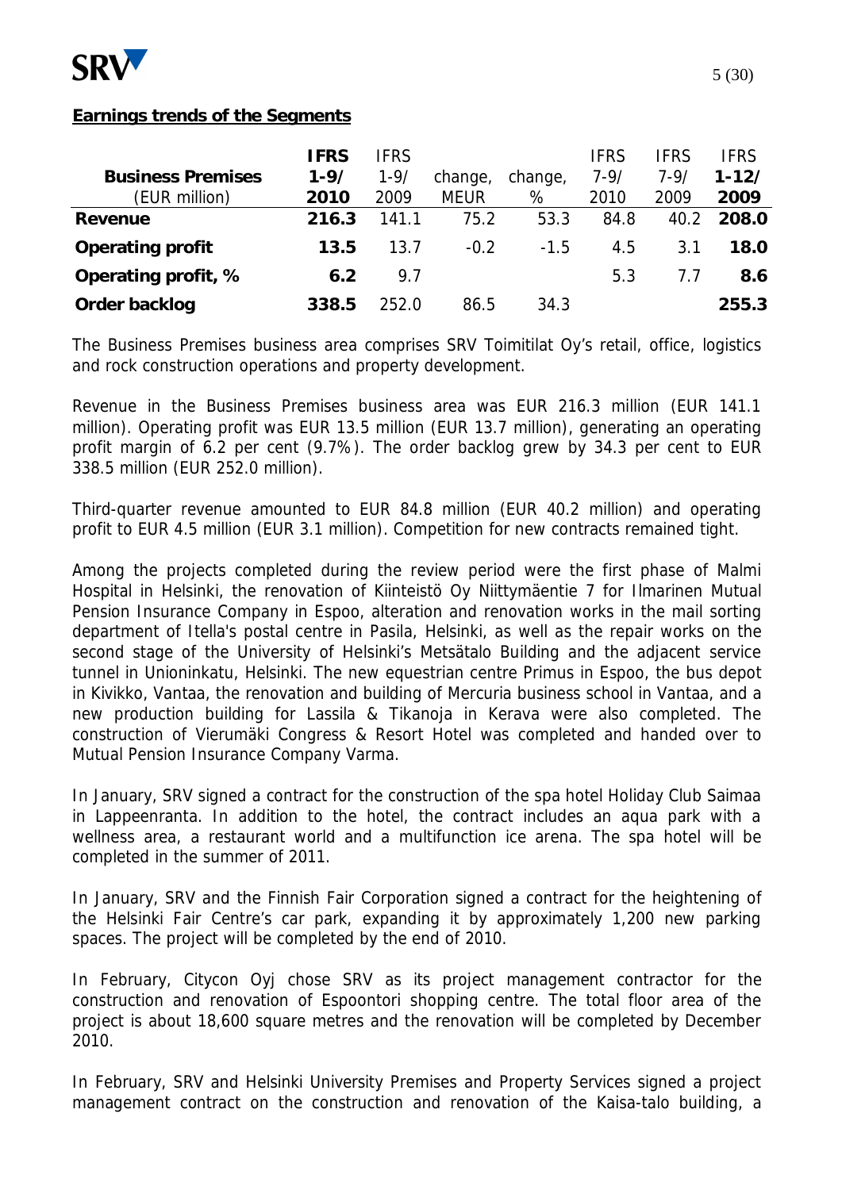**Earnings trends of the Segments**

| Business Premises (EUR million) | IFRS 1-9/ 2010 | IFRS 1-9/ 2009 | change, MEUR | change, % | IFRS 7-9/ 2010 | IFRS 7-9/ 2009 | IFRS 1-12/ 2009 |
|---|---|---|---|---|---|---|---|
| **Revenue** | **216.3** | 141.1 | 75.2 | 53.3 | 84.8 | 40.2 | **208.0** |
| **Operating profit** | **13.5** | 13.7 | -0.2 | -1.5 | 4.5 | 3.1 | **18.0** |
| **Operating profit, %** | **6.2** | 9.7 | | | 5.3 | 7.7 | **8.6** |
| **Order backlog** | **338.5** | 252.0 | 86.5 | 34.3 | | | **255.3** |

The Business Premises business area comprises SRV Toimitilat Oy's retail, office, logistics and rock construction operations and property development.

Revenue in the Business Premises business area was EUR 216.3 million (EUR 141.1 million). Operating profit was EUR 13.5 million (EUR 13.7 million), generating an operating profit margin of 6.2 per cent (9.7%). The order backlog grew by 34.3 per cent to EUR 338.5 million (EUR 252.0 million).

Third-quarter revenue amounted to EUR 84.8 million (EUR 40.2 million) and operating profit to EUR 4.5 million (EUR 3.1 million). Competition for new contracts remained tight.

Among the projects completed during the review period were the first phase of Malmi Hospital in Helsinki, the renovation of Kiinteistö Oy Niittymäentie 7 for Ilmarinen Mutual Pension Insurance Company in Espoo, alteration and renovation works in the mail sorting department of Itella's postal centre in Pasila, Helsinki, as well as the repair works on the second stage of the University of Helsinki's Metsätalo Building and the adjacent service tunnel in Unioninkatu, Helsinki. The new equestrian centre Primus in Espoo, the bus depot in Kivikko, Vantaa, the renovation and building of Mercuria business school in Vantaa, and a new production building for Lassila & Tikanoja in Kerava were also completed. The construction of Vierumäki Congress & Resort Hotel was completed and handed over to Mutual Pension Insurance Company Varma.

In January, SRV signed a contract for the construction of the spa hotel Holiday Club Saimaa in Lappeenranta. In addition to the hotel, the contract includes an aqua park with a wellness area, a restaurant world and a multifunction ice arena. The spa hotel will be completed in the summer of 2011.

In January, SRV and the Finnish Fair Corporation signed a contract for the heightening of the Helsinki Fair Centre's car park, expanding it by approximately 1,200 new parking spaces. The project will be completed by the end of 2010.

In February, Citycon Oyj chose SRV as its project management contractor for the construction and renovation of Espoontori shopping centre. The total floor area of the project is about 18,600 square metres and the renovation will be completed by December 2010.

In February, SRV and Helsinki University Premises and Property Services signed a project management contract on the construction and renovation of the Kaisa-talo building, a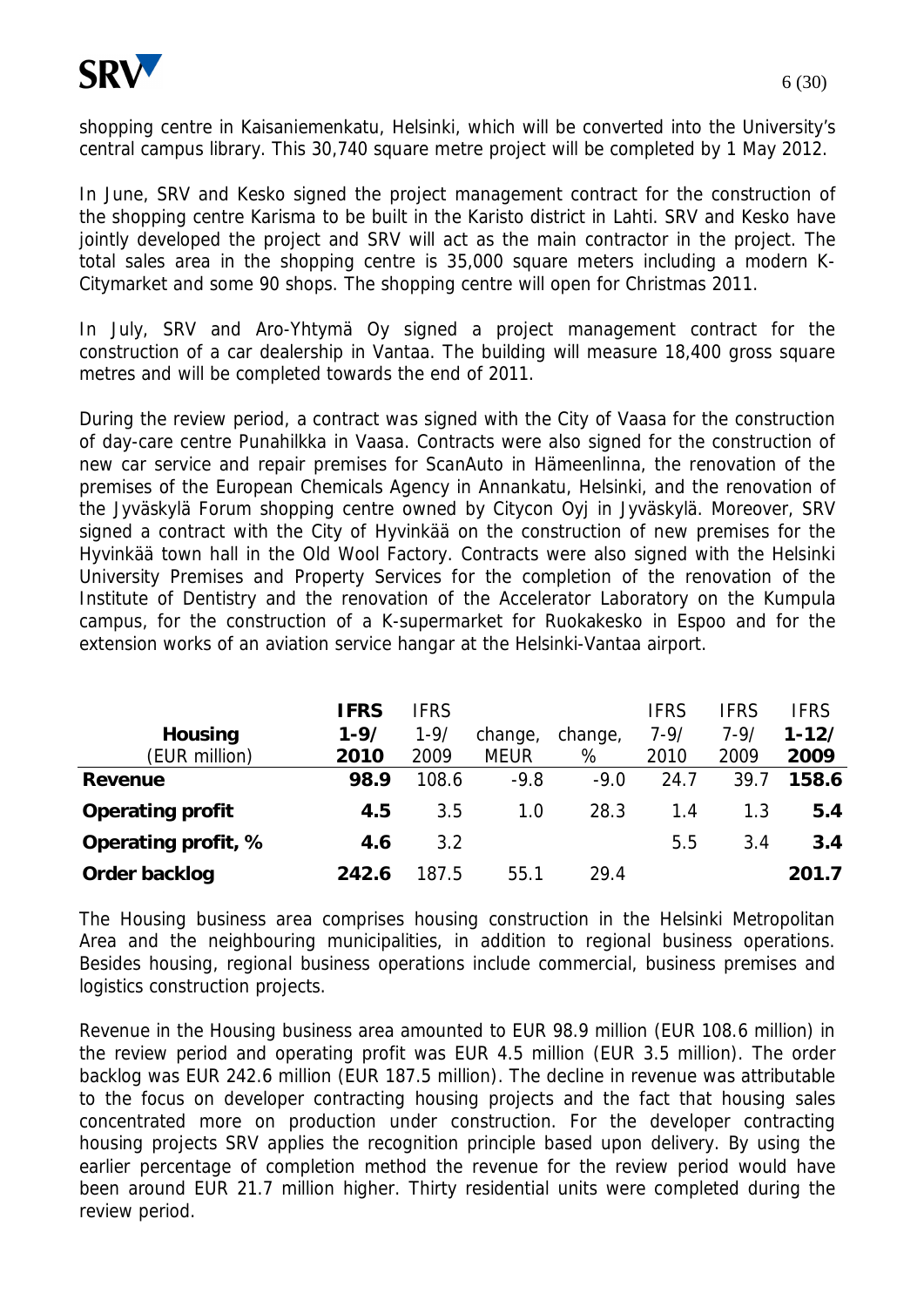shopping centre in Kaisaniemenkatu, Helsinki, which will be converted into the University's central campus library. This 30,740 square metre project will be completed by 1 May 2012.

In June, SRV and Kesko signed the project management contract for the construction of the shopping centre Karisma to be built in the Karisto district in Lahti. SRV and Kesko have jointly developed the project and SRV will act as the main contractor in the project. The total sales area in the shopping centre is 35,000 square meters including a modern K-Citymarket and some 90 shops. The shopping centre will open for Christmas 2011.

In July, SRV and Aro-Yhtymä Oy signed a project management contract for the construction of a car dealership in Vantaa. The building will measure 18,400 gross square metres and will be completed towards the end of 2011.

During the review period, a contract was signed with the City of Vaasa for the construction of day-care centre Punahilkka in Vaasa. Contracts were also signed for the construction of new car service and repair premises for ScanAuto in Hämeenlinna, the renovation of the premises of the European Chemicals Agency in Annankatu, Helsinki, and the renovation of the Jyväskylä Forum shopping centre owned by Citycon Oyj in Jyväskylä. Moreover, SRV signed a contract with the City of Hyvinkää on the construction of new premises for the Hyvinkää town hall in the Old Wool Factory. Contracts were also signed with the Helsinki University Premises and Property Services for the completion of the renovation of the Institute of Dentistry and the renovation of the Accelerator Laboratory on the Kumpula campus, for the construction of a K-supermarket for Ruokakesko in Espoo and for the extension works of an aviation service hangar at the Helsinki-Vantaa airport.

| **Housing** (EUR million) | **IFRS 1-9/ 2010** | IFRS 1-9/ 2009 | change, MEUR | change, % | IFRS 7-9/ 2010 | IFRS 7-9/ 2009 | **IFRS 1-12/ 2009** |
|---|---|---|---|---|---|---|---|
| **Revenue** | **98.9** | 108.6 | -9.8 | -9.0 | 24.7 | 39.7 | **158.6** |
| **Operating profit** | **4.5** | 3.5 | 1.0 | 28.3 | 1.4 | 1.3 | **5.4** |
| **Operating profit, %** | **4.6** | 3.2 | | | 5.5 | 3.4 | **3.4** |
| **Order backlog** | **242.6** | 187.5 | 55.1 | 29.4 | | | **201.7** |

The Housing business area comprises housing construction in the Helsinki Metropolitan Area and the neighbouring municipalities, in addition to regional business operations. Besides housing, regional business operations include commercial, business premises and logistics construction projects.

Revenue in the Housing business area amounted to EUR 98.9 million (EUR 108.6 million) in the review period and operating profit was EUR 4.5 million (EUR 3.5 million). The order backlog was EUR 242.6 million (EUR 187.5 million). The decline in revenue was attributable to the focus on developer contracting housing projects and the fact that housing sales concentrated more on production under construction. For the developer contracting housing projects SRV applies the recognition principle based upon delivery. By using the earlier percentage of completion method the revenue for the review period would have been around EUR 21.7 million higher. Thirty residential units were completed during the review period.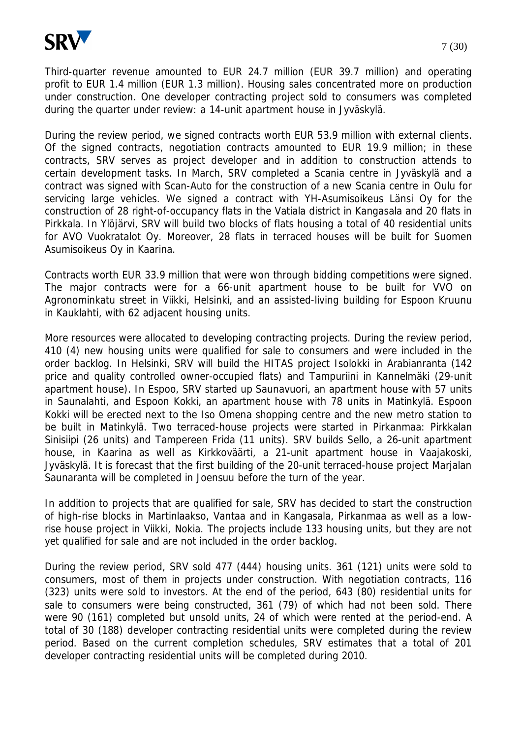Third-quarter revenue amounted to EUR 24.7 million (EUR 39.7 million) and operating profit to EUR 1.4 million (EUR 1.3 million). Housing sales concentrated more on production under construction. One developer contracting project sold to consumers was completed during the quarter under review: a 14-unit apartment house in Jyväskylä.

During the review period, we signed contracts worth EUR 53.9 million with external clients. Of the signed contracts, negotiation contracts amounted to EUR 19.9 million; in these contracts, SRV serves as project developer and in addition to construction attends to certain development tasks. In March, SRV completed a Scania centre in Jyväskylä and a contract was signed with Scan-Auto for the construction of a new Scania centre in Oulu for servicing large vehicles. We signed a contract with YH-Asumisoikeus Länsi Oy for the construction of 28 right-of-occupancy flats in the Vatiala district in Kangasala and 20 flats in Pirkkala. In Ylöjärvi, SRV will build two blocks of flats housing a total of 40 residential units for AVO Vuokratalot Oy. Moreover, 28 flats in terraced houses will be built for Suomen Asumisoikeus Oy in Kaarina.

Contracts worth EUR 33.9 million that were won through bidding competitions were signed. The major contracts were for a 66-unit apartment house to be built for VVO on Agronominkatu street in Viikki, Helsinki, and an assisted-living building for Espoon Kruunu in Kauklahti, with 62 adjacent housing units.

More resources were allocated to developing contracting projects. During the review period, 410 (4) new housing units were qualified for sale to consumers and were included in the order backlog. In Helsinki, SRV will build the HITAS project Isolokki in Arabianranta (142 price and quality controlled owner-occupied flats) and Tampuriini in Kannelmäki (29-unit apartment house). In Espoo, SRV started up Saunavuori, an apartment house with 57 units in Saunalahti, and Espoon Kokki, an apartment house with 78 units in Matinkylä. Espoon Kokki will be erected next to the Iso Omena shopping centre and the new metro station to be built in Matinkylä. Two terraced-house projects were started in Pirkanmaa: Pirkkalan Sinisiipi (26 units) and Tampereen Frida (11 units). SRV builds Sello, a 26-unit apartment house, in Kaarina as well as Kirkkovääärti, a 21-unit apartment house in Vaajakoski, Jyväskylä. It is forecast that the first building of the 20-unit terraced-house project Marjalan Saunaranta will be completed in Joensuu before the turn of the year.

In addition to projects that are qualified for sale, SRV has decided to start the construction of high-rise blocks in Martinlaakso, Vantaa and in Kangasala, Pirkanmaa as well as a low-rise house project in Viikki, Nokia. The projects include 133 housing units, but they are not yet qualified for sale and are not included in the order backlog.

During the review period, SRV sold 477 (444) housing units. 361 (121) units were sold to consumers, most of them in projects under construction. With negotiation contracts, 116 (323) units were sold to investors. At the end of the period, 643 (80) residential units for sale to consumers were being constructed, 361 (79) of which had not been sold. There were 90 (161) completed but unsold units, 24 of which were rented at the period-end. A total of 30 (188) developer contracting residential units were completed during the review period. Based on the current completion schedules, SRV estimates that a total of 201 developer contracting residential units will be completed during 2010.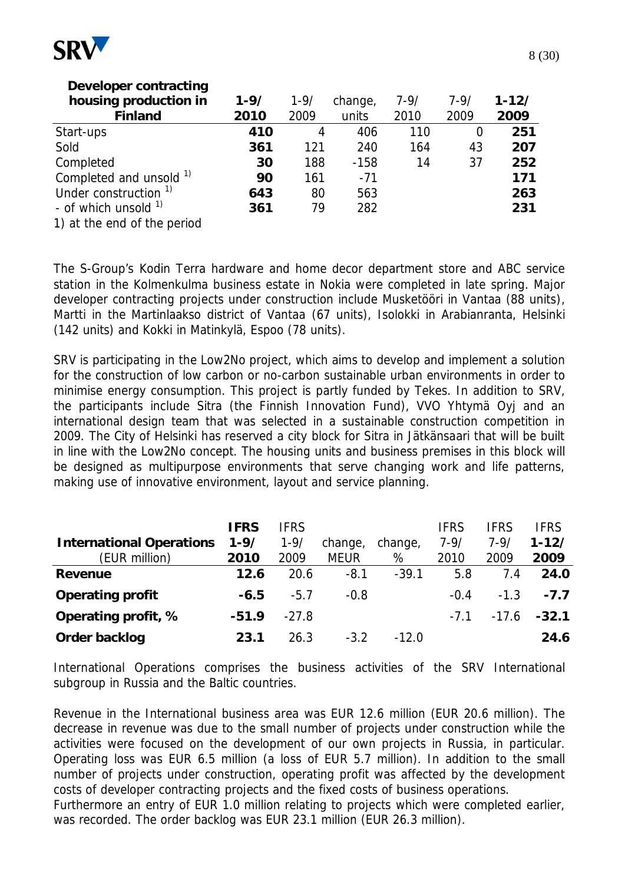| Developer contracting housing production in Finland | 1-9/ 2010 | 1-9/ 2009 | change, units | 7-9/ 2010 | 7-9/ 2009 | 1-12/ 2009 |
|---|---|---|---|---|---|---|
| Start-ups | **410** | 4 | 406 | 110 | 0 | **251** |
| Sold | **361** | 121 | 240 | 164 | 43 | **207** |
| Completed | **30** | 188 | -158 | 14 | 37 | **252** |
| Completed and unsold [1)] | **90** | 161 | -71 | | | **171** |
| Under construction [1)] | **643** | 80 | 563 | | | **263** |
| - of which unsold [1)] | **361** | 79 | 282 | | | **231** |

1) at the end of the period

The S-Group's Kodin Terra hardware and home decor department store and ABC service station in the Kolmenkulma business estate in Nokia were completed in late spring. Major developer contracting projects under construction include Musketööri in Vantaa (88 units), Martti in the Martinlaakso district of Vantaa (67 units), Isolokki in Arabianranta, Helsinki (142 units) and Kokki in Matinkylä, Espoo (78 units).

SRV is participating in the Low2No project, which aims to develop and implement a solution for the construction of low carbon or no-carbon sustainable urban environments in order to minimise energy consumption. This project is partly funded by Tekes. In addition to SRV, the participants include Sitra (the Finnish Innovation Fund), VVO Yhtymä Oyj and an international design team that was selected in a sustainable construction competition in 2009. The City of Helsinki has reserved a city block for Sitra in Jätkänsaari that will be built in line with the Low2No concept. The housing units and business premises in this block will be designed as multipurpose environments that serve changing work and life patterns, making use of innovative environment, layout and service planning.

| International Operations (EUR million) | IFRS 1-9/ 2010 | IFRS 1-9/ 2009 | change, MEUR | change, % | IFRS 7-9/ 2010 | IFRS 7-9/ 2009 | IFRS 1-12/ 2009 |
|---|---|---|---|---|---|---|---|
| **Revenue** | **12.6** | 20.6 | -8.1 | -39.1 | 5.8 | 7.4 | **24.0** |
| **Operating profit** | **-6.5** | -5.7 | -0.8 | | -0.4 | -1.3 | **-7.7** |
| **Operating profit, %** | **-51.9** | -27.8 | | | -7.1 | -17.6 | **-32.1** |
| **Order backlog** | **23.1** | 26.3 | -3.2 | -12.0 | | | **24.6** |

International Operations comprises the business activities of the SRV International subgroup in Russia and the Baltic countries.

Revenue in the International business area was EUR 12.6 million (EUR 20.6 million). The decrease in revenue was due to the small number of projects under construction while the activities were focused on the development of our own projects in Russia, in particular. Operating loss was EUR 6.5 million (a loss of EUR 5.7 million). In addition to the small number of projects under construction, operating profit was affected by the development costs of developer contracting projects and the fixed costs of business operations.
Furthermore an entry of EUR 1.0 million relating to projects which were completed earlier, was recorded. The order backlog was EUR 23.1 million (EUR 26.3 million).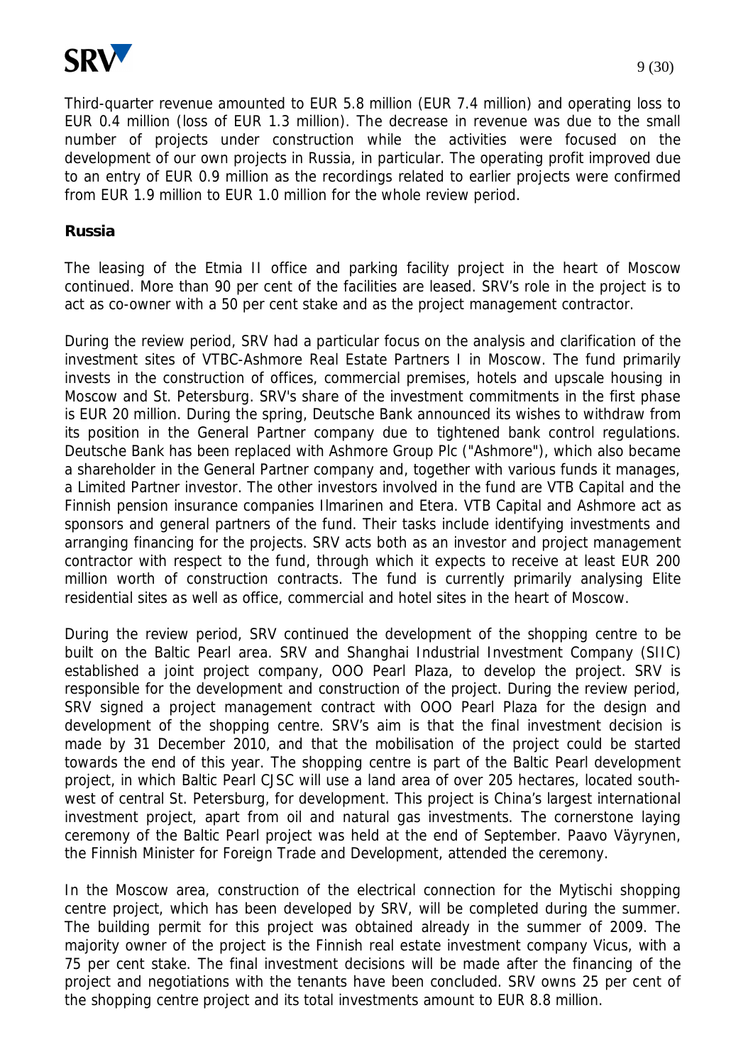Third-quarter revenue amounted to EUR 5.8 million (EUR 7.4 million) and operating loss to EUR 0.4 million (loss of EUR 1.3 million). The decrease in revenue was due to the small number of projects under construction while the activities were focused on the development of our own projects in Russia, in particular. The operating profit improved due to an entry of EUR 0.9 million as the recordings related to earlier projects were confirmed from EUR 1.9 million to EUR 1.0 million for the whole review period.

**Russia**

The leasing of the Etmia II office and parking facility project in the heart of Moscow continued. More than 90 per cent of the facilities are leased. SRV's role in the project is to act as co-owner with a 50 per cent stake and as the project management contractor.

During the review period, SRV had a particular focus on the analysis and clarification of the investment sites of VTBC-Ashmore Real Estate Partners I in Moscow. The fund primarily invests in the construction of offices, commercial premises, hotels and upscale housing in Moscow and St. Petersburg. SRV's share of the investment commitments in the first phase is EUR 20 million. During the spring, Deutsche Bank announced its wishes to withdraw from its position in the General Partner company due to tightened bank control regulations. Deutsche Bank has been replaced with Ashmore Group Plc ("Ashmore"), which also became a shareholder in the General Partner company and, together with various funds it manages, a Limited Partner investor. The other investors involved in the fund are VTB Capital and the Finnish pension insurance companies Ilmarinen and Etera. VTB Capital and Ashmore act as sponsors and general partners of the fund. Their tasks include identifying investments and arranging financing for the projects. SRV acts both as an investor and project management contractor with respect to the fund, through which it expects to receive at least EUR 200 million worth of construction contracts. The fund is currently primarily analysing Elite residential sites as well as office, commercial and hotel sites in the heart of Moscow.

During the review period, SRV continued the development of the shopping centre to be built on the Baltic Pearl area. SRV and Shanghai Industrial Investment Company (SIIC) established a joint project company, OOO Pearl Plaza, to develop the project. SRV is responsible for the development and construction of the project. During the review period, SRV signed a project management contract with OOO Pearl Plaza for the design and development of the shopping centre. SRV's aim is that the final investment decision is made by 31 December 2010, and that the mobilisation of the project could be started towards the end of this year. The shopping centre is part of the Baltic Pearl development project, in which Baltic Pearl CJSC will use a land area of over 205 hectares, located south-west of central St. Petersburg, for development. This project is China's largest international investment project, apart from oil and natural gas investments. The cornerstone laying ceremony of the Baltic Pearl project was held at the end of September. Paavo Väyrynen, the Finnish Minister for Foreign Trade and Development, attended the ceremony.

In the Moscow area, construction of the electrical connection for the Mytischi shopping centre project, which has been developed by SRV, will be completed during the summer. The building permit for this project was obtained already in the summer of 2009. The majority owner of the project is the Finnish real estate investment company Vicus, with a 75 per cent stake. The final investment decisions will be made after the financing of the project and negotiations with the tenants have been concluded. SRV owns 25 per cent of the shopping centre project and its total investments amount to EUR 8.8 million.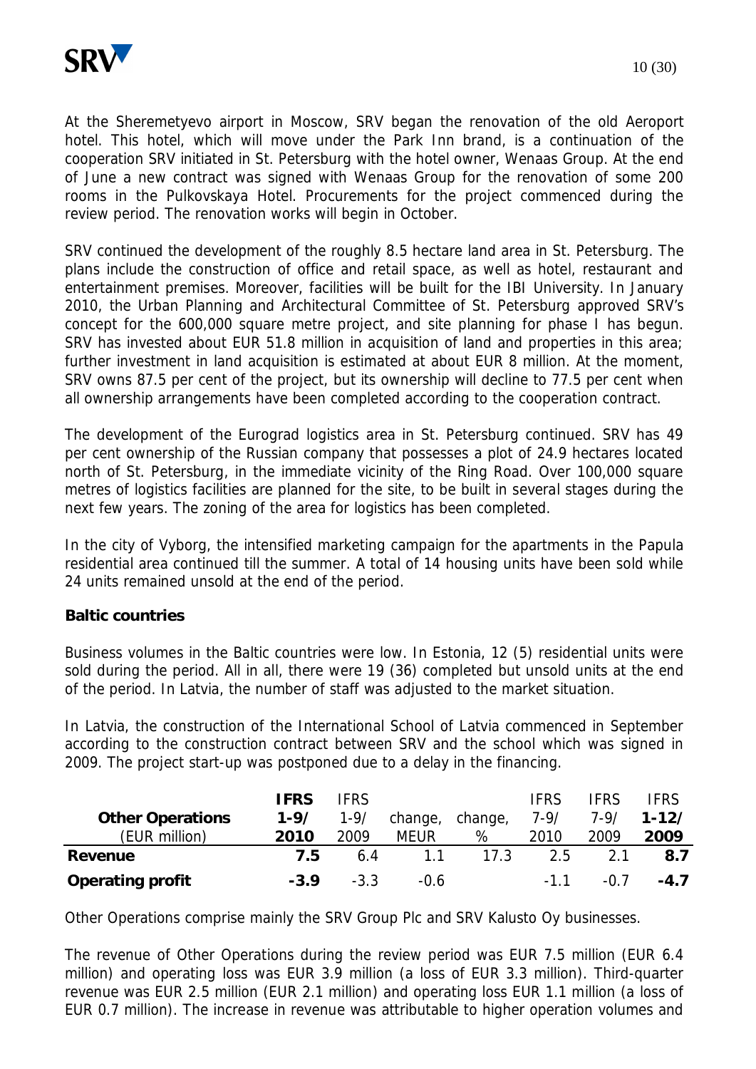At the Sheremetyevo airport in Moscow, SRV began the renovation of the old Aeroport hotel. This hotel, which will move under the Park Inn brand, is a continuation of the cooperation SRV initiated in St. Petersburg with the hotel owner, Wenaas Group. At the end of June a new contract was signed with Wenaas Group for the renovation of some 200 rooms in the Pulkovskaya Hotel. Procurements for the project commenced during the review period. The renovation works will begin in October.

SRV continued the development of the roughly 8.5 hectare land area in St. Petersburg. The plans include the construction of office and retail space, as well as hotel, restaurant and entertainment premises. Moreover, facilities will be built for the IBI University. In January 2010, the Urban Planning and Architectural Committee of St. Petersburg approved SRV's concept for the 600,000 square metre project, and site planning for phase I has begun. SRV has invested about EUR 51.8 million in acquisition of land and properties in this area; further investment in land acquisition is estimated at about EUR 8 million. At the moment, SRV owns 87.5 per cent of the project, but its ownership will decline to 77.5 per cent when all ownership arrangements have been completed according to the cooperation contract.

The development of the Eurograd logistics area in St. Petersburg continued. SRV has 49 per cent ownership of the Russian company that possesses a plot of 24.9 hectares located north of St. Petersburg, in the immediate vicinity of the Ring Road. Over 100,000 square metres of logistics facilities are planned for the site, to be built in several stages during the next few years. The zoning of the area for logistics has been completed.

In the city of Vyborg, the intensified marketing campaign for the apartments in the Papula residential area continued till the summer. A total of 14 housing units have been sold while 24 units remained unsold at the end of the period.

**Baltic countries**

Business volumes in the Baltic countries were low. In Estonia, 12 (5) residential units were sold during the period. All in all, there were 19 (36) completed but unsold units at the end of the period. In Latvia, the number of staff was adjusted to the market situation.

In Latvia, the construction of the International School of Latvia commenced in September according to the construction contract between SRV and the school which was signed in 2009. The project start-up was postponed due to a delay in the financing.

| **Other Operations** (EUR million) | **IFRS 1-9/ 2010** | IFRS 1-9/ 2009 | change, MEUR | change, % | IFRS 7-9/ 2010 | IFRS 7-9/ 2009 | **IFRS 1-12/ 2009** |
|---|---|---|---|---|---|---|---|
| **Revenue** | **7.5** | 6.4 | 1.1 | 17.3 | 2.5 | 2.1 | **8.7** |
| **Operating profit** | **-3.9** | -3.3 | -0.6 | | -1.1 | -0.7 | **-4.7** |

Other Operations comprise mainly the SRV Group Plc and SRV Kalusto Oy businesses.

The revenue of Other Operations during the review period was EUR 7.5 million (EUR 6.4 million) and operating loss was EUR 3.9 million (a loss of EUR 3.3 million). Third-quarter revenue was EUR 2.5 million (EUR 2.1 million) and operating loss EUR 1.1 million (a loss of EUR 0.7 million). The increase in revenue was attributable to higher operation volumes and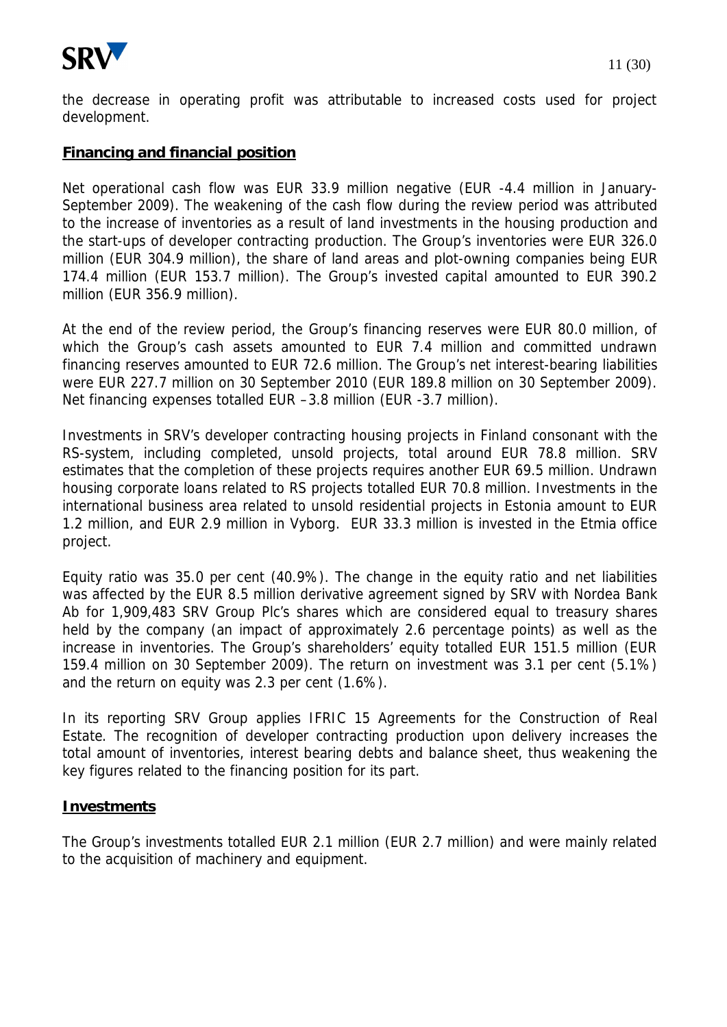the decrease in operating profit was attributable to increased costs used for project development.

**Financing and financial position**

Net operational cash flow was EUR 33.9 million negative (EUR -4.4 million in January-September 2009). The weakening of the cash flow during the review period was attributed to the increase of inventories as a result of land investments in the housing production and the start-ups of developer contracting production. The Group's inventories were EUR 326.0 million (EUR 304.9 million), the share of land areas and plot-owning companies being EUR 174.4 million (EUR 153.7 million). The Group's invested capital amounted to EUR 390.2 million (EUR 356.9 million).

At the end of the review period, the Group's financing reserves were EUR 80.0 million, of which the Group's cash assets amounted to EUR 7.4 million and committed undrawn financing reserves amounted to EUR 72.6 million. The Group's net interest-bearing liabilities were EUR 227.7 million on 30 September 2010 (EUR 189.8 million on 30 September 2009). Net financing expenses totalled EUR –3.8 million (EUR -3.7 million).

Investments in SRV's developer contracting housing projects in Finland consonant with the RS-system, including completed, unsold projects, total around EUR 78.8 million. SRV estimates that the completion of these projects requires another EUR 69.5 million. Undrawn housing corporate loans related to RS projects totalled EUR 70.8 million. Investments in the international business area related to unsold residential projects in Estonia amount to EUR 1.2 million, and EUR 2.9 million in Vyborg. EUR 33.3 million is invested in the Etmia office project.

Equity ratio was 35.0 per cent (40.9%). The change in the equity ratio and net liabilities was affected by the EUR 8.5 million derivative agreement signed by SRV with Nordea Bank Ab for 1,909,483 SRV Group Plc's shares which are considered equal to treasury shares held by the company (an impact of approximately 2.6 percentage points) as well as the increase in inventories. The Group's shareholders' equity totalled EUR 151.5 million (EUR 159.4 million on 30 September 2009). The return on investment was 3.1 per cent (5.1%) and the return on equity was 2.3 per cent (1.6%).

In its reporting SRV Group applies IFRIC 15 Agreements for the Construction of Real Estate. The recognition of developer contracting production upon delivery increases the total amount of inventories, interest bearing debts and balance sheet, thus weakening the key figures related to the financing position for its part.

**Investments**

The Group's investments totalled EUR 2.1 million (EUR 2.7 million) and were mainly related to the acquisition of machinery and equipment.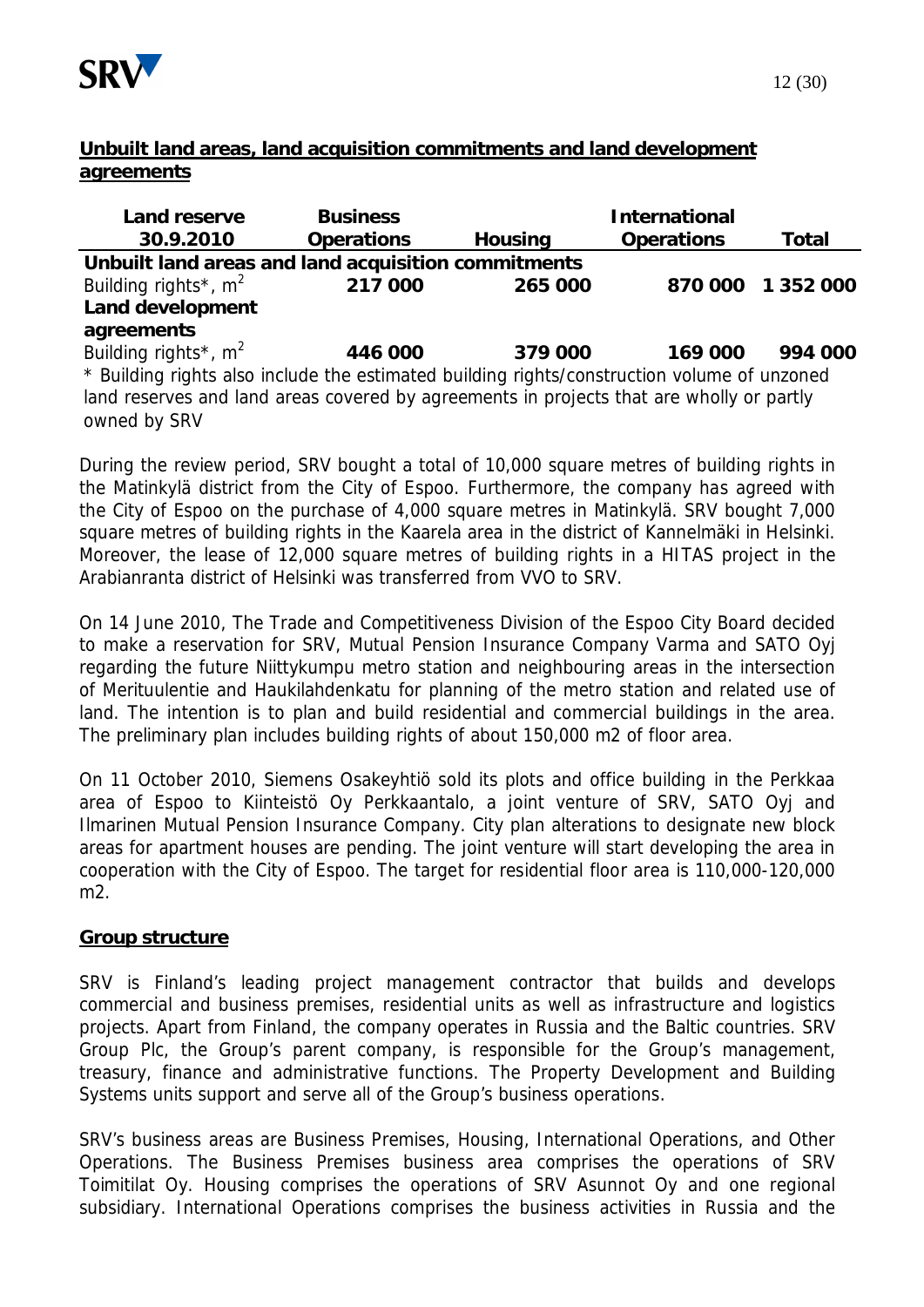## Unbuilt land areas, land acquisition commitments and land development agreements

| Land reserve 30.9.2010 | Business Operations | Housing | International Operations | Total |
|---|---|---|---|---|
| **Unbuilt land areas and land acquisition commitments** | | | | |
| Building rights*, $m^2$ | **217 000** | **265 000** | **870 000** | **1 352 000** |
| **Land development agreements** | | | | |
| Building rights*, $m^2$ | **446 000** | **379 000** | **169 000** | **994 000** |

* Building rights also include the estimated building rights/construction volume of unzoned land reserves and land areas covered by agreements in projects that are wholly or partly owned by SRV

During the review period, SRV bought a total of 10,000 square metres of building rights in the Matinkylä district from the City of Espoo. Furthermore, the company has agreed with the City of Espoo on the purchase of 4,000 square metres in Matinkylä. SRV bought 7,000 square metres of building rights in the Kaarela area in the district of Kannelmäki in Helsinki. Moreover, the lease of 12,000 square metres of building rights in a HITAS project in the Arabianranta district of Helsinki was transferred from VVO to SRV.

On 14 June 2010, The Trade and Competitiveness Division of the Espoo City Board decided to make a reservation for SRV, Mutual Pension Insurance Company Varma and SATO Oyj regarding the future Niittykumpu metro station and neighbouring areas in the intersection of Merituulentie and Haukilahdenkatu for planning of the metro station and related use of land. The intention is to plan and build residential and commercial buildings in the area. The preliminary plan includes building rights of about 150,000 m2 of floor area.

On 11 October 2010, Siemens Osakeyhtiö sold its plots and office building in the Perkkaa area of Espoo to Kiinteistö Oy Perkkaantalo, a joint venture of SRV, SATO Oyj and Ilmarinen Mutual Pension Insurance Company. City plan alterations to designate new block areas for apartment houses are pending. The joint venture will start developing the area in cooperation with the City of Espoo. The target for residential floor area is 110,000-120,000 m2.

## Group structure

SRV is Finland's leading project management contractor that builds and develops commercial and business premises, residential units as well as infrastructure and logistics projects. Apart from Finland, the company operates in Russia and the Baltic countries. SRV Group Plc, the Group's parent company, is responsible for the Group's management, treasury, finance and administrative functions. The Property Development and Building Systems units support and serve all of the Group's business operations.

SRV's business areas are Business Premises, Housing, International Operations, and Other Operations. The Business Premises business area comprises the operations of SRV Toimitilat Oy. Housing comprises the operations of SRV Asunnot Oy and one regional subsidiary. International Operations comprises the business activities in Russia and the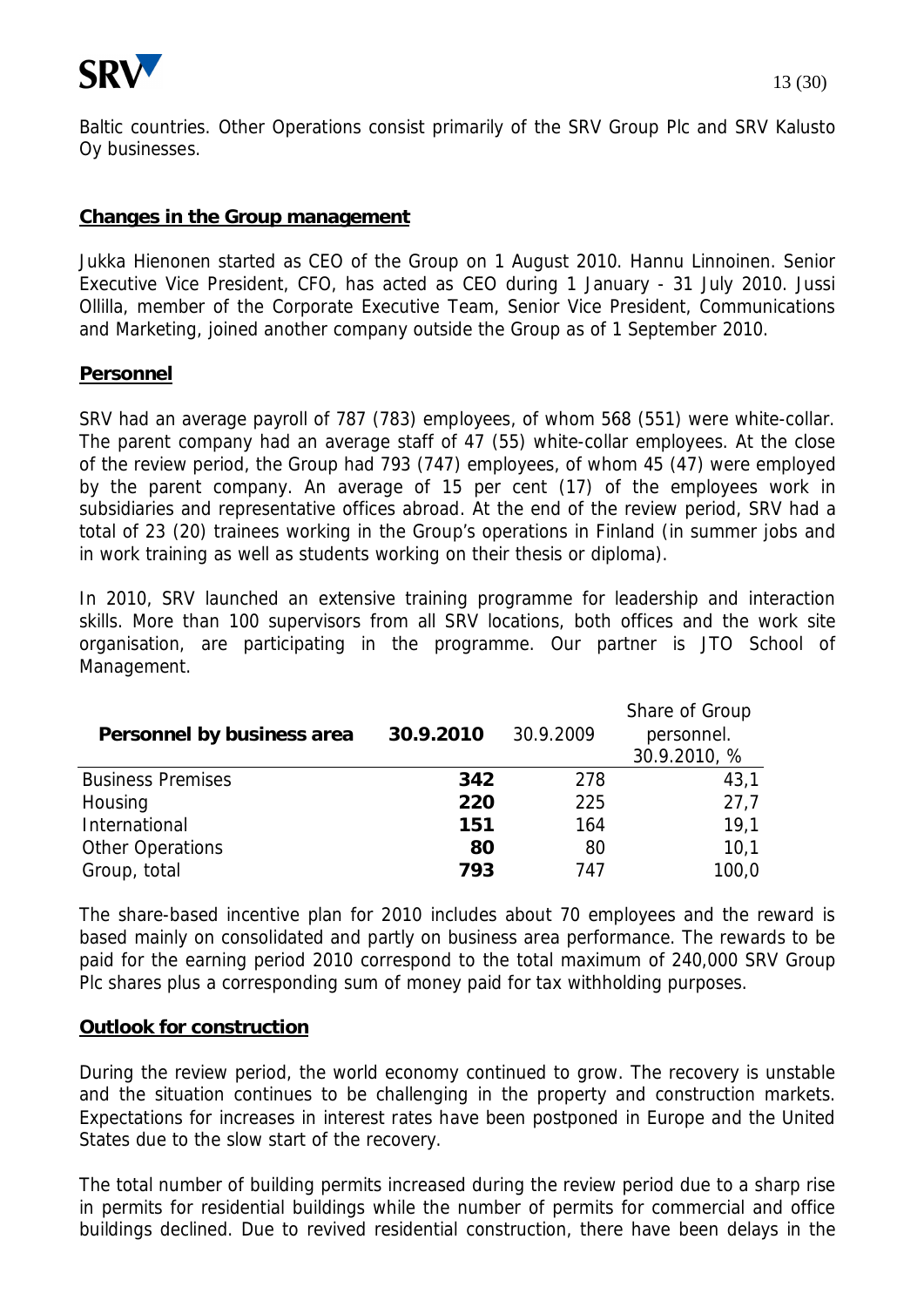Baltic countries. Other Operations consist primarily of the SRV Group Plc and SRV Kalusto Oy businesses.

## Changes in the Group management

Jukka Hienonen started as CEO of the Group on 1 August 2010. Hannu Linnoinen. Senior Executive Vice President, CFO, has acted as CEO during 1 January - 31 July 2010. Jussi Ollilla, member of the Corporate Executive Team, Senior Vice President, Communications and Marketing, joined another company outside the Group as of 1 September 2010.

## Personnel

SRV had an average payroll of 787 (783) employees, of whom 568 (551) were white-collar. The parent company had an average staff of 47 (55) white-collar employees. At the close of the review period, the Group had 793 (747) employees, of whom 45 (47) were employed by the parent company. An average of 15 per cent (17) of the employees work in subsidiaries and representative offices abroad. At the end of the review period, SRV had a total of 23 (20) trainees working in the Group's operations in Finland (in summer jobs and in work training as well as students working on their thesis or diploma).

In 2010, SRV launched an extensive training programme for leadership and interaction skills. More than 100 supervisors from all SRV locations, both offices and the work site organisation, are participating in the programme. Our partner is JTO School of Management.

| **Personnel by business area** | **30.9.2010** | 30.9.2009 | Share of Group personnel. 30.9.2010, % |
|---|---|---|---|
| Business Premises | **342** | 278 | 43,1 |
| Housing | **220** | 225 | 27,7 |
| International | **151** | 164 | 19,1 |
| Other Operations | **80** | 80 | 10,1 |
| Group, total | **793** | 747 | 100,0 |

The share-based incentive plan for 2010 includes about 70 employees and the reward is based mainly on consolidated and partly on business area performance. The rewards to be paid for the earning period 2010 correspond to the total maximum of 240,000 SRV Group Plc shares plus a corresponding sum of money paid for tax withholding purposes.

## Outlook for construction

During the review period, the world economy continued to grow. The recovery is unstable and the situation continues to be challenging in the property and construction markets. Expectations for increases in interest rates have been postponed in Europe and the United States due to the slow start of the recovery.

The total number of building permits increased during the review period due to a sharp rise in permits for residential buildings while the number of permits for commercial and office buildings declined. Due to revived residential construction, there have been delays in the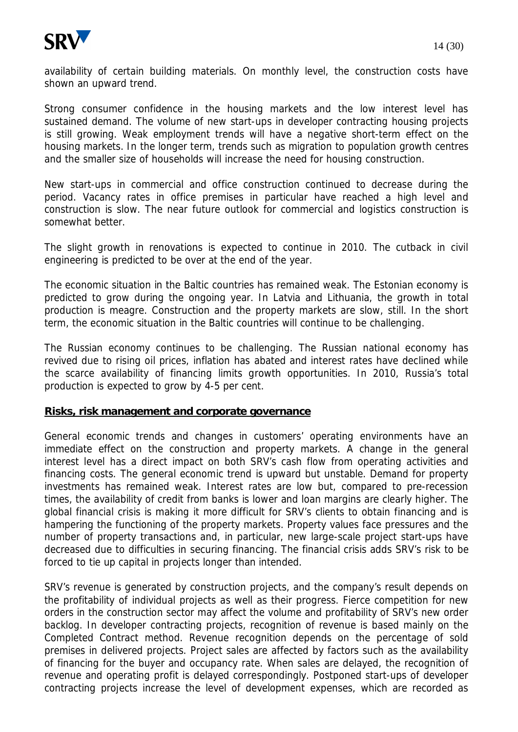availability of certain building materials. On monthly level, the construction costs have shown an upward trend.

Strong consumer confidence in the housing markets and the low interest level has sustained demand. The volume of new start-ups in developer contracting housing projects is still growing. Weak employment trends will have a negative short-term effect on the housing markets. In the longer term, trends such as migration to population growth centres and the smaller size of households will increase the need for housing construction.

New start-ups in commercial and office construction continued to decrease during the period. Vacancy rates in office premises in particular have reached a high level and construction is slow. The near future outlook for commercial and logistics construction is somewhat better.

The slight growth in renovations is expected to continue in 2010. The cutback in civil engineering is predicted to be over at the end of the year.

The economic situation in the Baltic countries has remained weak. The Estonian economy is predicted to grow during the ongoing year. In Latvia and Lithuania, the growth in total production is meagre. Construction and the property markets are slow, still. In the short term, the economic situation in the Baltic countries will continue to be challenging.

The Russian economy continues to be challenging. The Russian national economy has revived due to rising oil prices, inflation has abated and interest rates have declined while the scarce availability of financing limits growth opportunities. In 2010, Russia's total production is expected to grow by 4-5 per cent.

## Risks, risk management and corporate governance

General economic trends and changes in customers' operating environments have an immediate effect on the construction and property markets. A change in the general interest level has a direct impact on both SRV's cash flow from operating activities and financing costs. The general economic trend is upward but unstable. Demand for property investments has remained weak. Interest rates are low but, compared to pre-recession times, the availability of credit from banks is lower and loan margins are clearly higher. The global financial crisis is making it more difficult for SRV's clients to obtain financing and is hampering the functioning of the property markets. Property values face pressures and the number of property transactions and, in particular, new large-scale project start-ups have decreased due to difficulties in securing financing. The financial crisis adds SRV's risk to be forced to tie up capital in projects longer than intended.

SRV's revenue is generated by construction projects, and the company's result depends on the profitability of individual projects as well as their progress. Fierce competition for new orders in the construction sector may affect the volume and profitability of SRV's new order backlog. In developer contracting projects, recognition of revenue is based mainly on the Completed Contract method. Revenue recognition depends on the percentage of sold premises in delivered projects. Project sales are affected by factors such as the availability of financing for the buyer and occupancy rate. When sales are delayed, the recognition of revenue and operating profit is delayed correspondingly. Postponed start-ups of developer contracting projects increase the level of development expenses, which are recorded as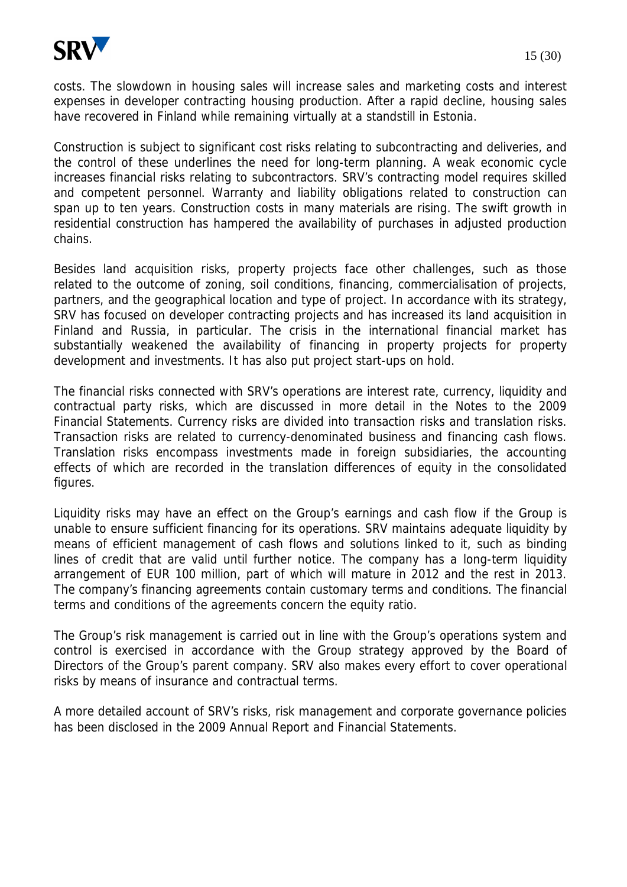costs. The slowdown in housing sales will increase sales and marketing costs and interest expenses in developer contracting housing production. After a rapid decline, housing sales have recovered in Finland while remaining virtually at a standstill in Estonia.

Construction is subject to significant cost risks relating to subcontracting and deliveries, and the control of these underlines the need for long-term planning. A weak economic cycle increases financial risks relating to subcontractors. SRV's contracting model requires skilled and competent personnel. Warranty and liability obligations related to construction can span up to ten years. Construction costs in many materials are rising. The swift growth in residential construction has hampered the availability of purchases in adjusted production chains.

Besides land acquisition risks, property projects face other challenges, such as those related to the outcome of zoning, soil conditions, financing, commercialisation of projects, partners, and the geographical location and type of project. In accordance with its strategy, SRV has focused on developer contracting projects and has increased its land acquisition in Finland and Russia, in particular. The crisis in the international financial market has substantially weakened the availability of financing in property projects for property development and investments. It has also put project start-ups on hold.

The financial risks connected with SRV's operations are interest rate, currency, liquidity and contractual party risks, which are discussed in more detail in the Notes to the 2009 Financial Statements. Currency risks are divided into transaction risks and translation risks. Transaction risks are related to currency-denominated business and financing cash flows. Translation risks encompass investments made in foreign subsidiaries, the accounting effects of which are recorded in the translation differences of equity in the consolidated figures.

Liquidity risks may have an effect on the Group's earnings and cash flow if the Group is unable to ensure sufficient financing for its operations. SRV maintains adequate liquidity by means of efficient management of cash flows and solutions linked to it, such as binding lines of credit that are valid until further notice. The company has a long-term liquidity arrangement of EUR 100 million, part of which will mature in 2012 and the rest in 2013. The company's financing agreements contain customary terms and conditions. The financial terms and conditions of the agreements concern the equity ratio.

The Group's risk management is carried out in line with the Group's operations system and control is exercised in accordance with the Group strategy approved by the Board of Directors of the Group's parent company. SRV also makes every effort to cover operational risks by means of insurance and contractual terms.

A more detailed account of SRV's risks, risk management and corporate governance policies has been disclosed in the 2009 Annual Report and Financial Statements.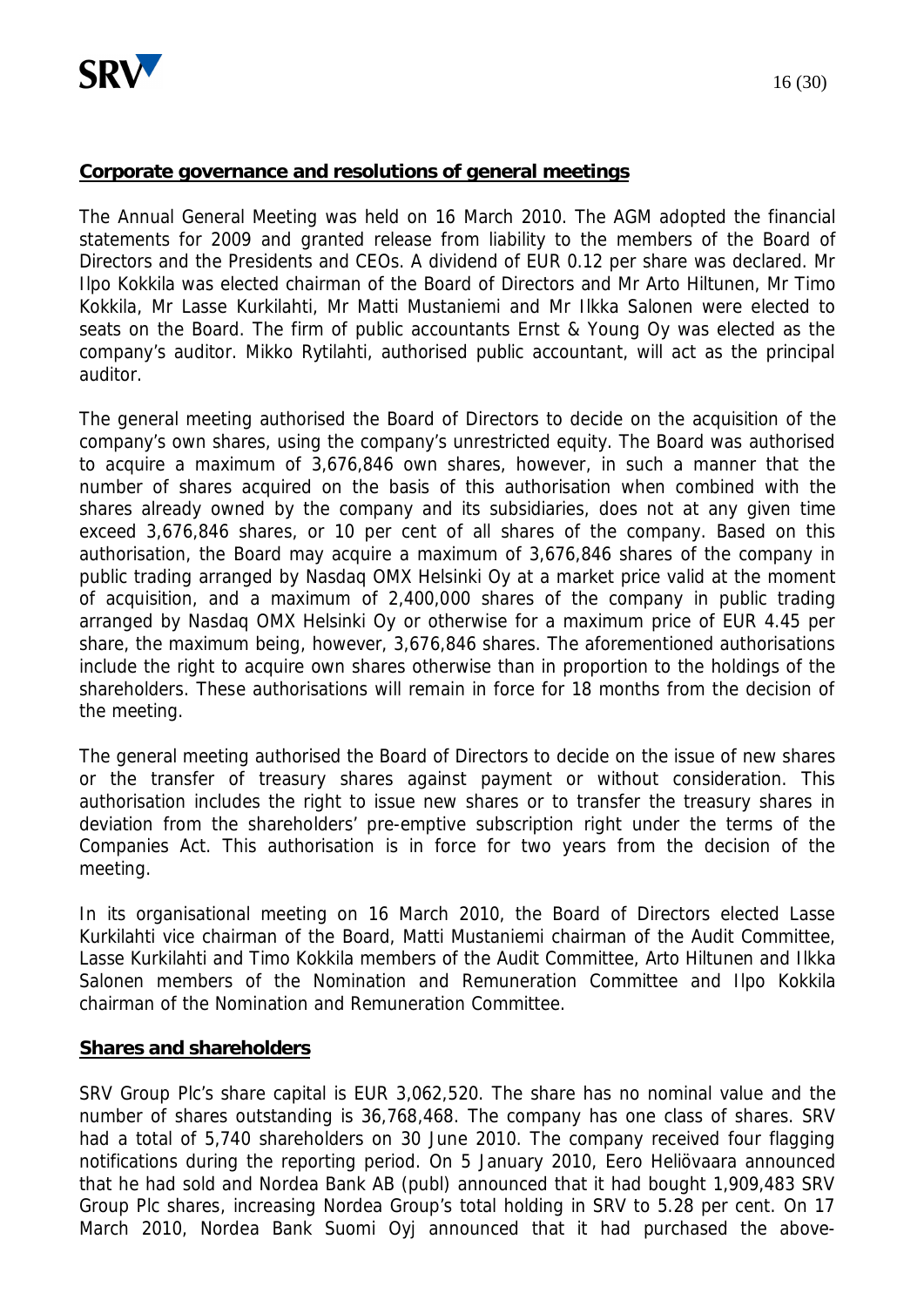## Corporate governance and resolutions of general meetings

The Annual General Meeting was held on 16 March 2010. The AGM adopted the financial statements for 2009 and granted release from liability to the members of the Board of Directors and the Presidents and CEOs. A dividend of EUR 0.12 per share was declared. Mr Ilpo Kokkila was elected chairman of the Board of Directors and Mr Arto Hiltunen, Mr Timo Kokkila, Mr Lasse Kurkilahti, Mr Matti Mustaniemi and Mr Ilkka Salonen were elected to seats on the Board. The firm of public accountants Ernst & Young Oy was elected as the company's auditor. Mikko Rytilahti, authorised public accountant, will act as the principal auditor.

The general meeting authorised the Board of Directors to decide on the acquisition of the company's own shares, using the company's unrestricted equity. The Board was authorised to acquire a maximum of 3,676,846 own shares, however, in such a manner that the number of shares acquired on the basis of this authorisation when combined with the shares already owned by the company and its subsidiaries, does not at any given time exceed 3,676,846 shares, or 10 per cent of all shares of the company. Based on this authorisation, the Board may acquire a maximum of 3,676,846 shares of the company in public trading arranged by Nasdaq OMX Helsinki Oy at a market price valid at the moment of acquisition, and a maximum of 2,400,000 shares of the company in public trading arranged by Nasdaq OMX Helsinki Oy or otherwise for a maximum price of EUR 4.45 per share, the maximum being, however, 3,676,846 shares. The aforementioned authorisations include the right to acquire own shares otherwise than in proportion to the holdings of the shareholders. These authorisations will remain in force for 18 months from the decision of the meeting.

The general meeting authorised the Board of Directors to decide on the issue of new shares or the transfer of treasury shares against payment or without consideration. This authorisation includes the right to issue new shares or to transfer the treasury shares in deviation from the shareholders' pre-emptive subscription right under the terms of the Companies Act. This authorisation is in force for two years from the decision of the meeting.

In its organisational meeting on 16 March 2010, the Board of Directors elected Lasse Kurkilahti vice chairman of the Board, Matti Mustaniemi chairman of the Audit Committee, Lasse Kurkilahti and Timo Kokkila members of the Audit Committee, Arto Hiltunen and Ilkka Salonen members of the Nomination and Remuneration Committee and Ilpo Kokkila chairman of the Nomination and Remuneration Committee.

## Shares and shareholders

SRV Group Plc's share capital is EUR 3,062,520. The share has no nominal value and the number of shares outstanding is 36,768,468. The company has one class of shares. SRV had a total of 5,740 shareholders on 30 June 2010. The company received four flagging notifications during the reporting period. On 5 January 2010, Eero Heliövaara announced that he had sold and Nordea Bank AB (publ) announced that it had bought 1,909,483 SRV Group Plc shares, increasing Nordea Group's total holding in SRV to 5.28 per cent. On 17 March 2010, Nordea Bank Suomi Oyj announced that it had purchased the above-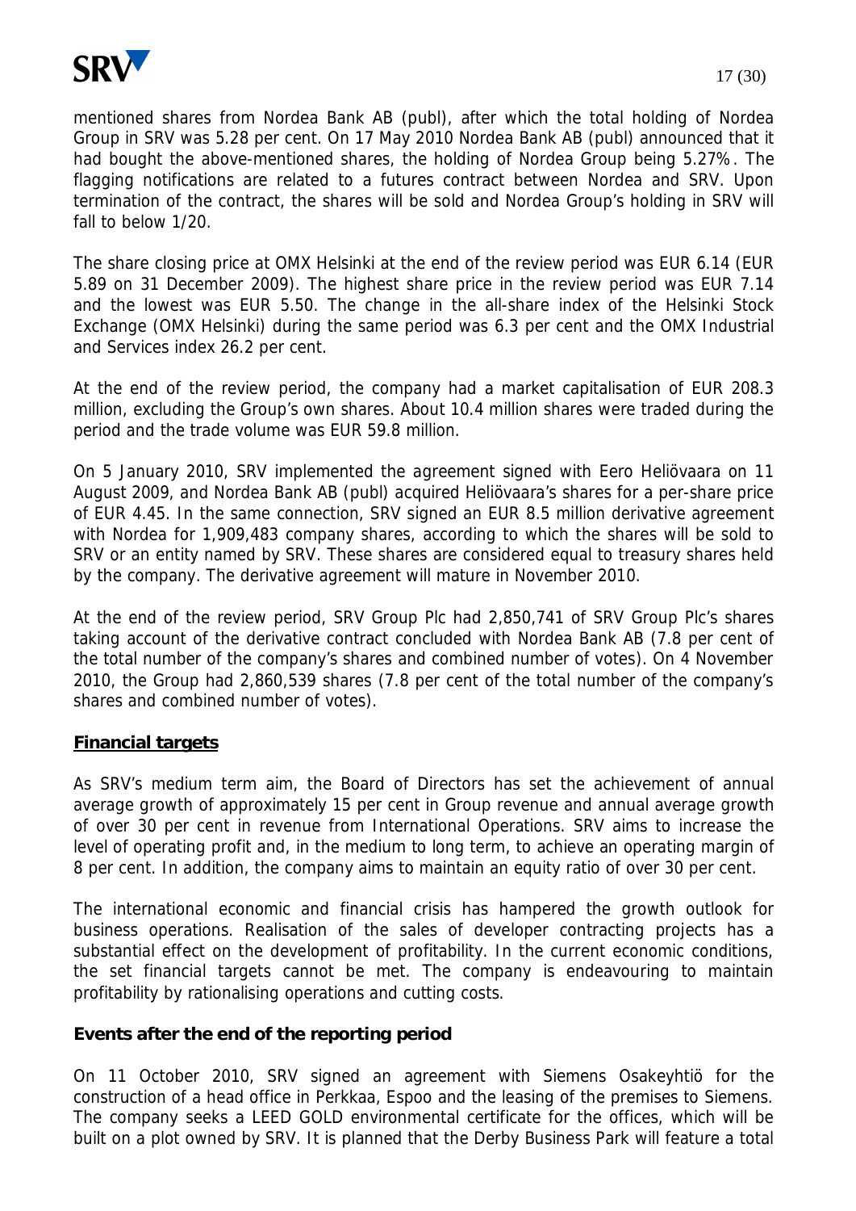mentioned shares from Nordea Bank AB (publ), after which the total holding of Nordea Group in SRV was 5.28 per cent. On 17 May 2010 Nordea Bank AB (publ) announced that it had bought the above-mentioned shares, the holding of Nordea Group being 5.27%. The flagging notifications are related to a futures contract between Nordea and SRV. Upon termination of the contract, the shares will be sold and Nordea Group's holding in SRV will fall to below 1/20.

The share closing price at OMX Helsinki at the end of the review period was EUR 6.14 (EUR 5.89 on 31 December 2009). The highest share price in the review period was EUR 7.14 and the lowest was EUR 5.50. The change in the all-share index of the Helsinki Stock Exchange (OMX Helsinki) during the same period was 6.3 per cent and the OMX Industrial and Services index 26.2 per cent.

At the end of the review period, the company had a market capitalisation of EUR 208.3 million, excluding the Group's own shares. About 10.4 million shares were traded during the period and the trade volume was EUR 59.8 million.

On 5 January 2010, SRV implemented the agreement signed with Eero Heliövaara on 11 August 2009, and Nordea Bank AB (publ) acquired Heliövaara's shares for a per-share price of EUR 4.45. In the same connection, SRV signed an EUR 8.5 million derivative agreement with Nordea for 1,909,483 company shares, according to which the shares will be sold to SRV or an entity named by SRV. These shares are considered equal to treasury shares held by the company. The derivative agreement will mature in November 2010.

At the end of the review period, SRV Group Plc had 2,850,741 of SRV Group Plc's shares taking account of the derivative contract concluded with Nordea Bank AB (7.8 per cent of the total number of the company's shares and combined number of votes). On 4 November 2010, the Group had 2,860,539 shares (7.8 per cent of the total number of the company's shares and combined number of votes).

## Financial targets

As SRV's medium term aim, the Board of Directors has set the achievement of annual average growth of approximately 15 per cent in Group revenue and annual average growth of over 30 per cent in revenue from International Operations. SRV aims to increase the level of operating profit and, in the medium to long term, to achieve an operating margin of 8 per cent. In addition, the company aims to maintain an equity ratio of over 30 per cent.

The international economic and financial crisis has hampered the growth outlook for business operations. Realisation of the sales of developer contracting projects has a substantial effect on the development of profitability. In the current economic conditions, the set financial targets cannot be met. The company is endeavouring to maintain profitability by rationalising operations and cutting costs.

## Events after the end of the reporting period

On 11 October 2010, SRV signed an agreement with Siemens Osakeyhtiö for the construction of a head office in Perkkaa, Espoo and the leasing of the premises to Siemens. The company seeks a LEED GOLD environmental certificate for the offices, which will be built on a plot owned by SRV. It is planned that the Derby Business Park will feature a total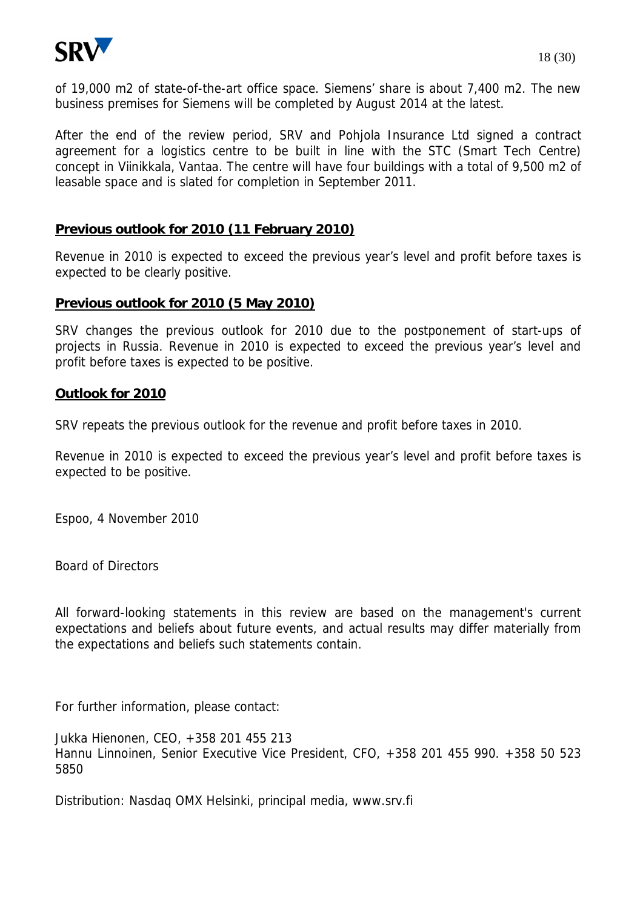of 19,000 m2 of state-of-the-art office space. Siemens' share is about 7,400 m2. The new business premises for Siemens will be completed by August 2014 at the latest.

After the end of the review period, SRV and Pohjola Insurance Ltd signed a contract agreement for a logistics centre to be built in line with the STC (Smart Tech Centre) concept in Viinikkala, Vantaa. The centre will have four buildings with a total of 9,500 m2 of leasable space and is slated for completion in September 2011.

## Previous outlook for 2010 (11 February 2010)

Revenue in 2010 is expected to exceed the previous year's level and profit before taxes is expected to be clearly positive.

## Previous outlook for 2010 (5 May 2010)

SRV changes the previous outlook for 2010 due to the postponement of start-ups of projects in Russia. Revenue in 2010 is expected to exceed the previous year's level and profit before taxes is expected to be positive.

## Outlook for 2010

SRV repeats the previous outlook for the revenue and profit before taxes in 2010.

Revenue in 2010 is expected to exceed the previous year's level and profit before taxes is expected to be positive.

Espoo, 4 November 2010

Board of Directors

All forward-looking statements in this review are based on the management's current expectations and beliefs about future events, and actual results may differ materially from the expectations and beliefs such statements contain.

For further information, please contact:

Jukka Hienonen, CEO, +358 201 455 213
Hannu Linnoinen, Senior Executive Vice President, CFO, +358 201 455 990. +358 50 523 5850

Distribution: Nasdaq OMX Helsinki, principal media, www.srv.fi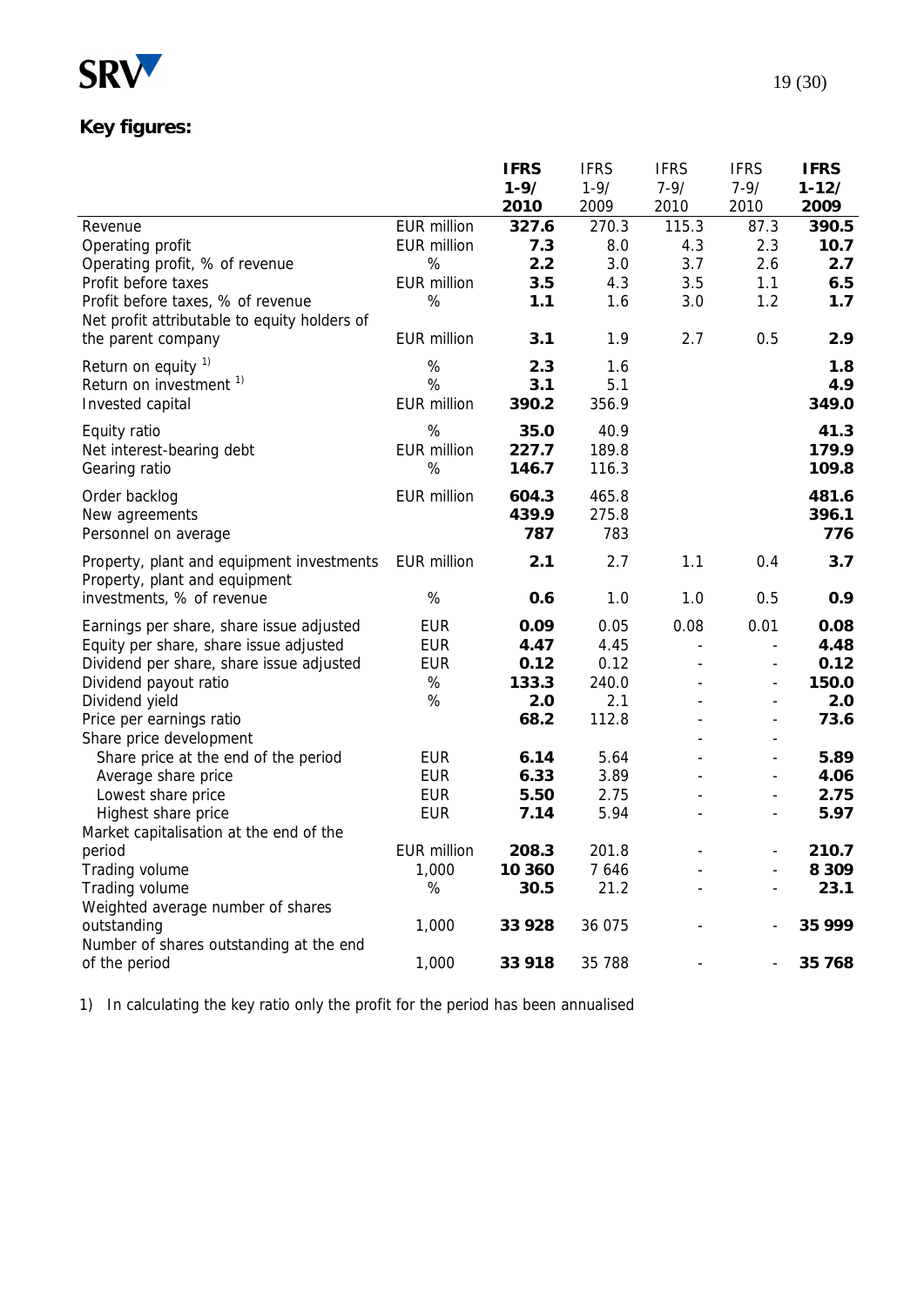## Key figures:

| | | IFRS 1-9/ 2010 | IFRS 1-9/ 2009 | IFRS 7-9/ 2010 | IFRS 7-9/ 2010 | IFRS 1-12/ 2009 |
|---|---|---|---|---|---|---|
| Revenue | EUR million | **327.6** | 270.3 | 115.3 | 87.3 | **390.5** |
| Operating profit | EUR million | **7.3** | 8.0 | 4.3 | 2.3 | **10.7** |
| Operating profit, % of revenue | % | **2.2** | 3.0 | 3.7 | 2.6 | **2.7** |
| Profit before taxes | EUR million | **3.5** | 4.3 | 3.5 | 1.1 | **6.5** |
| Profit before taxes, % of revenue | % | **1.1** | 1.6 | 3.0 | 1.2 | **1.7** |
| Net profit attributable to equity holders of the parent company | EUR million | **3.1** | 1.9 | 2.7 | 0.5 | **2.9** |
| Return on equity [1) ] | % | **2.3** | 1.6 | | | **1.8** |
| Return on investment [1) ] | % | **3.1** | 5.1 | | | **4.9** |
| Invested capital | EUR million | **390.2** | 356.9 | | | **349.0** |
| Equity ratio | % | **35.0** | 40.9 | | | **41.3** |
| Net interest-bearing debt | EUR million | **227.7** | 189.8 | | | **179.9** |
| Gearing ratio | % | **146.7** | 116.3 | | | **109.8** |
| Order backlog | EUR million | **604.3** | 465.8 | | | **481.6** |
| New agreements | | **439.9** | 275.8 | | | **396.1** |
| Personnel on average | | **787** | 783 | | | **776** |
| Property, plant and equipment investments | EUR million | **2.1** | 2.7 | 1.1 | 0.4 | **3.7** |
| Property, plant and equipment investments, % of revenue | % | **0.6** | 1.0 | 1.0 | 0.5 | **0.9** |
| Earnings per share, share issue adjusted | EUR | **0.09** | 0.05 | 0.08 | 0.01 | **0.08** |
| Equity per share, share issue adjusted | EUR | **4.47** | 4.45 | - | - | **4.48** |
| Dividend per share, share issue adjusted | EUR | **0.12** | 0.12 | - | - | **0.12** |
| Dividend payout ratio | % | **133.3** | 240.0 | - | - | **150.0** |
| Dividend yield | % | **2.0** | 2.1 | - | - | **2.0** |
| Price per earnings ratio | | **68.2** | 112.8 | - | - | **73.6** |
| Share price development | | | | - | - | |
| Share price at the end of the period | EUR | **6.14** | 5.64 | - | - | **5.89** |
| Average share price | EUR | **6.33** | 3.89 | - | - | **4.06** |
| Lowest share price | EUR | **5.50** | 2.75 | - | - | **2.75** |
| Highest share price | EUR | **7.14** | 5.94 | - | - | **5.97** |
| Market capitalisation at the end of the period | EUR million | **208.3** | 201.8 | - | - | **210.7** |
| Trading volume | 1,000 | **10 360** | 7 646 | - | - | **8 309** |
| Trading volume | % | **30.5** | 21.2 | - | - | **23.1** |
| Weighted average number of shares outstanding | 1,000 | **33 928** | 36 075 | - | - | **35 999** |
| Number of shares outstanding at the end of the period | 1,000 | **33 918** | 35 788 | - | - | **35 768** |

1) In calculating the key ratio only the profit for the period has been annualised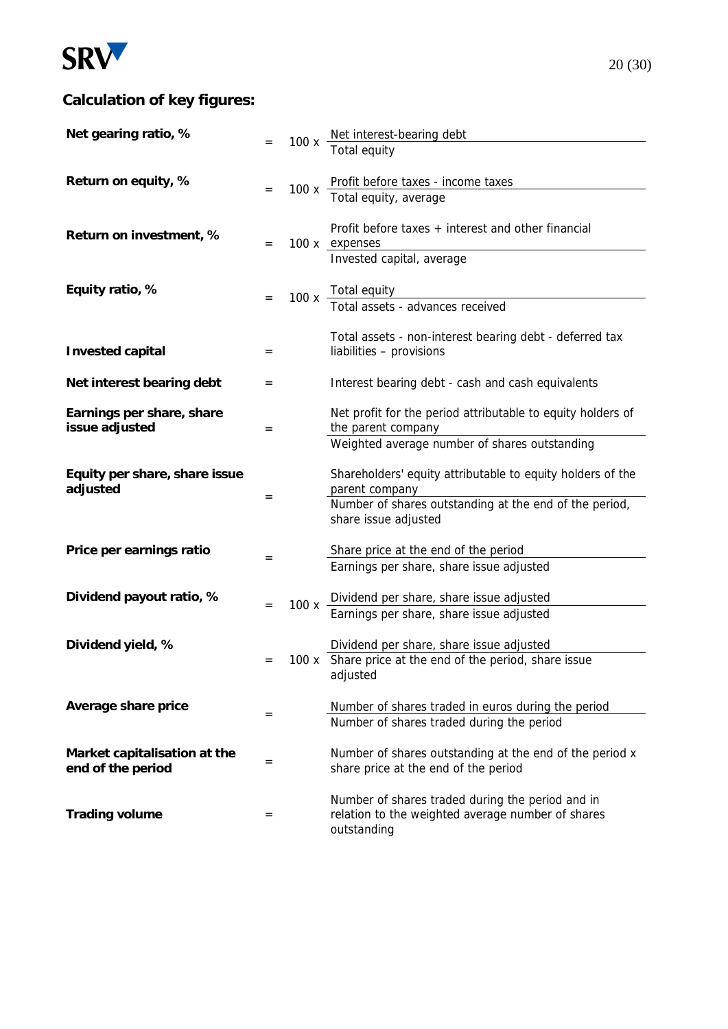## Calculation of key figures:

| | | |
|---|---|---|
| **Net gearing ratio, %** | = 100 x | $\dfrac{\text{Net interest-bearing debt}}{\text{Total equity}}$ |
| **Return on equity, %** | = 100 x | $\dfrac{\text{Profit before taxes - income taxes}}{\text{Total equity, average}}$ |
| **Return on investment, %** | = 100 x | $\dfrac{\text{Profit before taxes + interest and other financial expenses}}{\text{Invested capital, average}}$ |
| **Equity ratio, %** | = 100 x | $\dfrac{\text{Total equity}}{\text{Total assets - advances received}}$ |
| **Invested capital** | = | Total assets - non-interest bearing debt - deferred tax liabilities – provisions |
| **Net interest bearing debt** | = | Interest bearing debt - cash and cash equivalents |
| **Earnings per share, share issue adjusted** | = | $\dfrac{\text{Net profit for the period attributable to equity holders of the parent company}}{\text{Weighted average number of shares outstanding}}$ |
| **Equity per share, share issue adjusted** | = | $\dfrac{\text{Shareholders' equity attributable to equity holders of the parent company}}{\text{Number of shares outstanding at the end of the period, share issue adjusted}}$ |
| **Price per earnings ratio** | = | $\dfrac{\text{Share price at the end of the period}}{\text{Earnings per share, share issue adjusted}}$ |
| **Dividend payout ratio, %** | = 100 x | $\dfrac{\text{Dividend per share, share issue adjusted}}{\text{Earnings per share, share issue adjusted}}$ |
| **Dividend yield, %** | = 100 x | $\dfrac{\text{Dividend per share, share issue adjusted}}{\text{Share price at the end of the period, share issue adjusted}}$ |
| **Average share price** | = | $\dfrac{\text{Number of shares traded in euros during the period}}{\text{Number of shares traded during the period}}$ |
| **Market capitalisation at the end of the period** | = | Number of shares outstanding at the end of the period x share price at the end of the period |
| **Trading volume** | = | Number of shares traded during the period and in relation to the weighted average number of shares outstanding |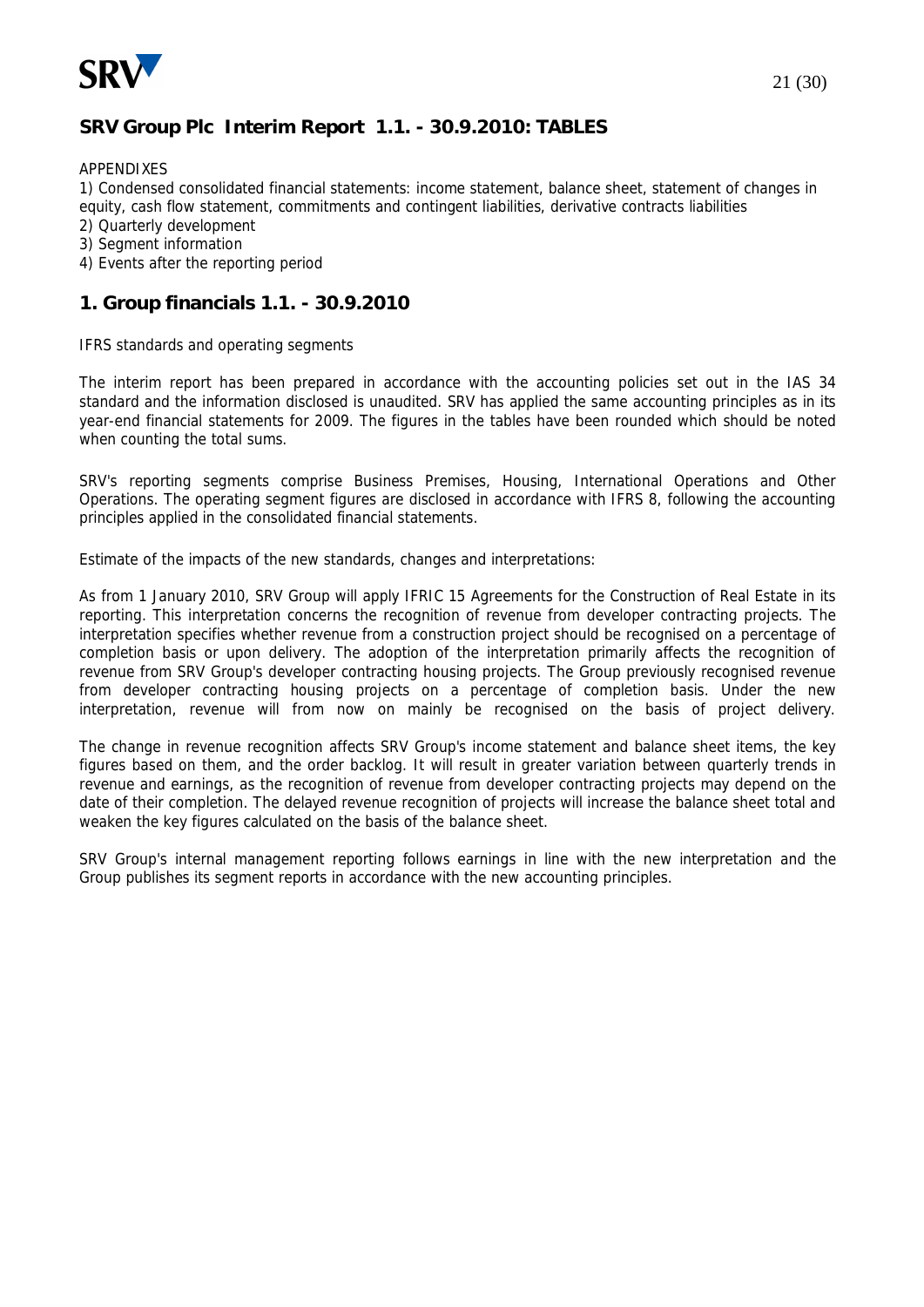## SRV Group Plc Interim Report 1.1. - 30.9.2010: TABLES

APPENDIXES

1) Condensed consolidated financial statements: income statement, balance sheet, statement of changes in equity, cash flow statement, commitments and contingent liabilities, derivative contracts liabilities
2) Quarterly development
3) Segment information
4) Events after the reporting period

## 1. Group financials 1.1. - 30.9.2010

IFRS standards and operating segments

The interim report has been prepared in accordance with the accounting policies set out in the IAS 34 standard and the information disclosed is unaudited. SRV has applied the same accounting principles as in its year-end financial statements for 2009. The figures in the tables have been rounded which should be noted when counting the total sums.

SRV's reporting segments comprise Business Premises, Housing, International Operations and Other Operations. The operating segment figures are disclosed in accordance with IFRS 8, following the accounting principles applied in the consolidated financial statements.

Estimate of the impacts of the new standards, changes and interpretations:

As from 1 January 2010, SRV Group will apply IFRIC 15 Agreements for the Construction of Real Estate in its reporting. This interpretation concerns the recognition of revenue from developer contracting projects. The interpretation specifies whether revenue from a construction project should be recognised on a percentage of completion basis or upon delivery. The adoption of the interpretation primarily affects the recognition of revenue from SRV Group's developer contracting housing projects. The Group previously recognised revenue from developer contracting housing projects on a percentage of completion basis. Under the new interpretation, revenue will from now on mainly be recognised on the basis of project delivery.

The change in revenue recognition affects SRV Group's income statement and balance sheet items, the key figures based on them, and the order backlog. It will result in greater variation between quarterly trends in revenue and earnings, as the recognition of revenue from developer contracting projects may depend on the date of their completion. The delayed revenue recognition of projects will increase the balance sheet total and weaken the key figures calculated on the basis of the balance sheet.

SRV Group's internal management reporting follows earnings in line with the new interpretation and the Group publishes its segment reports in accordance with the new accounting principles.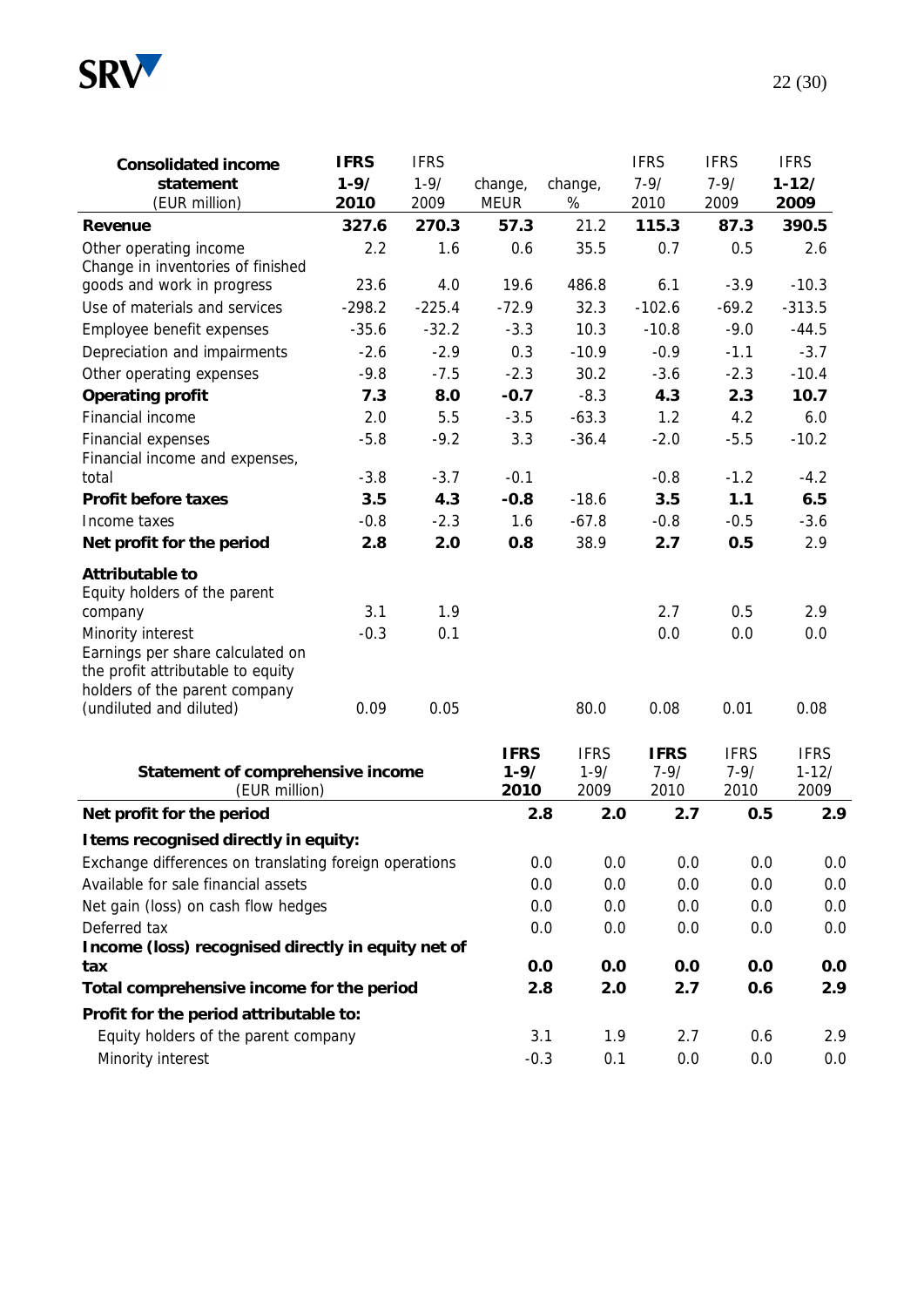| **Consolidated income statement** (EUR million) | **IFRS 1-9/ 2010** | IFRS 1-9/ 2009 | change, MEUR | change, % | IFRS 7-9/ 2010 | IFRS 7-9/ 2009 | IFRS **1-12/ 2009** |
|---|---|---|---|---|---|---|---|
| **Revenue** | **327.6** | **270.3** | **57.3** | 21.2 | **115.3** | **87.3** | **390.5** |
| Other operating income | 2.2 | 1.6 | 0.6 | 35.5 | 0.7 | 0.5 | 2.6 |
| Change in inventories of finished goods and work in progress | 23.6 | 4.0 | 19.6 | 486.8 | 6.1 | -3.9 | -10.3 |
| Use of materials and services | -298.2 | -225.4 | -72.9 | 32.3 | -102.6 | -69.2 | -313.5 |
| Employee benefit expenses | -35.6 | -32.2 | -3.3 | 10.3 | -10.8 | -9.0 | -44.5 |
| Depreciation and impairments | -2.6 | -2.9 | 0.3 | -10.9 | -0.9 | -1.1 | -3.7 |
| Other operating expenses | -9.8 | -7.5 | -2.3 | 30.2 | -3.6 | -2.3 | -10.4 |
| **Operating profit** | **7.3** | **8.0** | **-0.7** | -8.3 | **4.3** | **2.3** | **10.7** |
| Financial income | 2.0 | 5.5 | -3.5 | -63.3 | 1.2 | 4.2 | 6.0 |
| Financial expenses | -5.8 | -9.2 | 3.3 | -36.4 | -2.0 | -5.5 | -10.2 |
| Financial income and expenses, total | -3.8 | -3.7 | -0.1 | | -0.8 | -1.2 | -4.2 |
| **Profit before taxes** | **3.5** | **4.3** | **-0.8** | -18.6 | **3.5** | **1.1** | **6.5** |
| Income taxes | -0.8 | -2.3 | 1.6 | -67.8 | -0.8 | -0.5 | -3.6 |
| **Net profit for the period** | **2.8** | **2.0** | **0.8** | 38.9 | **2.7** | **0.5** | 2.9 |
| **Attributable to** | | | | | | | |
| Equity holders of the parent company | 3.1 | 1.9 | | | 2.7 | 0.5 | 2.9 |
| Minority interest | -0.3 | 0.1 | | | 0.0 | 0.0 | 0.0 |
| Earnings per share calculated on the profit attributable to equity holders of the parent company (undiluted and diluted) | 0.09 | 0.05 | | 80.0 | 0.08 | 0.01 | 0.08 |

| **Statement of comprehensive income** (EUR million) | **IFRS 1-9/ 2010** | IFRS 1-9/ 2009 | **IFRS 7-9/ 2010** | IFRS 7-9/ 2010 | IFRS 1-12/ 2009 |
|---|---|---|---|---|---|
| **Net profit for the period** | **2.8** | **2.0** | **2.7** | **0.5** | **2.9** |
| **Items recognised directly in equity:** | | | | | |
| Exchange differences on translating foreign operations | 0.0 | 0.0 | 0.0 | 0.0 | 0.0 |
| Available for sale financial assets | 0.0 | 0.0 | 0.0 | 0.0 | 0.0 |
| Net gain (loss) on cash flow hedges | 0.0 | 0.0 | 0.0 | 0.0 | 0.0 |
| Deferred tax | 0.0 | 0.0 | 0.0 | 0.0 | 0.0 |
| **Income (loss) recognised directly in equity net of tax** | **0.0** | **0.0** | **0.0** | **0.0** | **0.0** |
| **Total comprehensive income for the period** | **2.8** | **2.0** | **2.7** | **0.6** | **2.9** |
| **Profit for the period attributable to:** | | | | | |
| Equity holders of the parent company | 3.1 | 1.9 | 2.7 | 0.6 | 2.9 |
| Minority interest | -0.3 | 0.1 | 0.0 | 0.0 | 0.0 |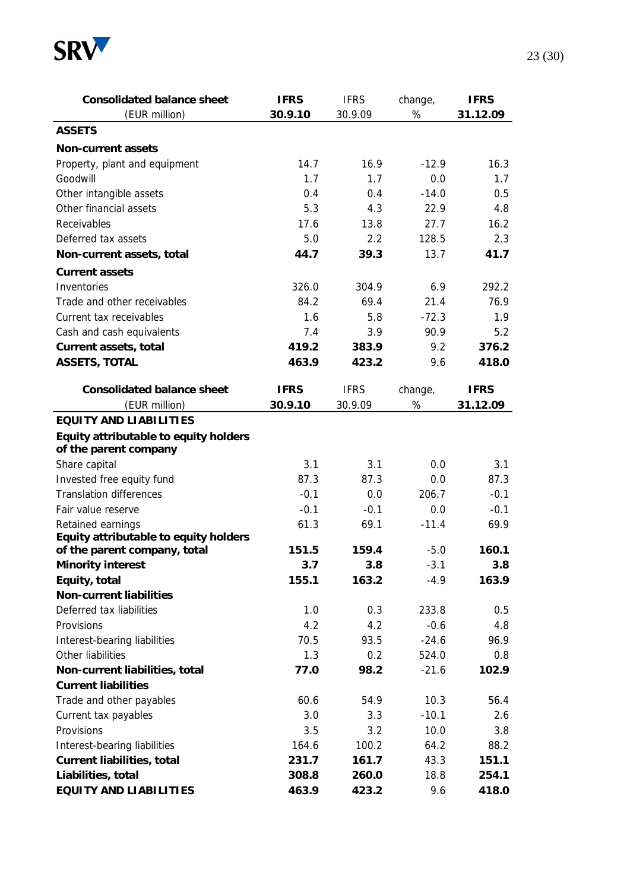| Consolidated balance sheet (EUR million) | IFRS 30.9.10 | IFRS 30.9.09 | change, % | IFRS 31.12.09 |
|---|---|---|---|---|
| **ASSETS** | | | | |
| **Non-current assets** | | | | |
| Property, plant and equipment | 14.7 | 16.9 | -12.9 | 16.3 |
| Goodwill | 1.7 | 1.7 | 0.0 | 1.7 |
| Other intangible assets | 0.4 | 0.4 | -14.0 | 0.5 |
| Other financial assets | 5.3 | 4.3 | 22.9 | 4.8 |
| Receivables | 17.6 | 13.8 | 27.7 | 16.2 |
| Deferred tax assets | 5.0 | 2.2 | 128.5 | 2.3 |
| **Non-current assets, total** | **44.7** | **39.3** | 13.7 | **41.7** |
| **Current assets** | | | | |
| Inventories | 326.0 | 304.9 | 6.9 | 292.2 |
| Trade and other receivables | 84.2 | 69.4 | 21.4 | 76.9 |
| Current tax receivables | 1.6 | 5.8 | -72.3 | 1.9 |
| Cash and cash equivalents | 7.4 | 3.9 | 90.9 | 5.2 |
| **Current assets, total** | **419.2** | **383.9** | 9.2 | **376.2** |
| **ASSETS, TOTAL** | **463.9** | **423.2** | 9.6 | **418.0** |

| Consolidated balance sheet (EUR million) | IFRS 30.9.10 | IFRS 30.9.09 | change, % | IFRS 31.12.09 |
|---|---|---|---|---|
| **EQUITY AND LIABILITIES** | | | | |
| **Equity attributable to equity holders of the parent company** | | | | |
| Share capital | 3.1 | 3.1 | 0.0 | 3.1 |
| Invested free equity fund | 87.3 | 87.3 | 0.0 | 87.3 |
| Translation differences | -0.1 | 0.0 | 206.7 | -0.1 |
| Fair value reserve | -0.1 | -0.1 | 0.0 | -0.1 |
| Retained earnings | 61.3 | 69.1 | -11.4 | 69.9 |
| **Equity attributable to equity holders of the parent company, total** | **151.5** | **159.4** | -5.0 | **160.1** |
| **Minority interest** | **3.7** | **3.8** | -3.1 | **3.8** |
| **Equity, total** | **155.1** | **163.2** | -4.9 | **163.9** |
| **Non-current liabilities** | | | | |
| Deferred tax liabilities | 1.0 | 0.3 | 233.8 | 0.5 |
| Provisions | 4.2 | 4.2 | -0.6 | 4.8 |
| Interest-bearing liabilities | 70.5 | 93.5 | -24.6 | 96.9 |
| Other liabilities | 1.3 | 0.2 | 524.0 | 0.8 |
| **Non-current liabilities, total** | **77.0** | **98.2** | -21.6 | **102.9** |
| **Current liabilities** | | | | |
| Trade and other payables | 60.6 | 54.9 | 10.3 | 56.4 |
| Current tax payables | 3.0 | 3.3 | -10.1 | 2.6 |
| Provisions | 3.5 | 3.2 | 10.0 | 3.8 |
| Interest-bearing liabilities | 164.6 | 100.2 | 64.2 | 88.2 |
| **Current liabilities, total** | **231.7** | **161.7** | 43.3 | **151.1** |
| **Liabilities, total** | **308.8** | **260.0** | 18.8 | **254.1** |
| **EQUITY AND LIABILITIES** | **463.9** | **423.2** | 9.6 | **418.0** |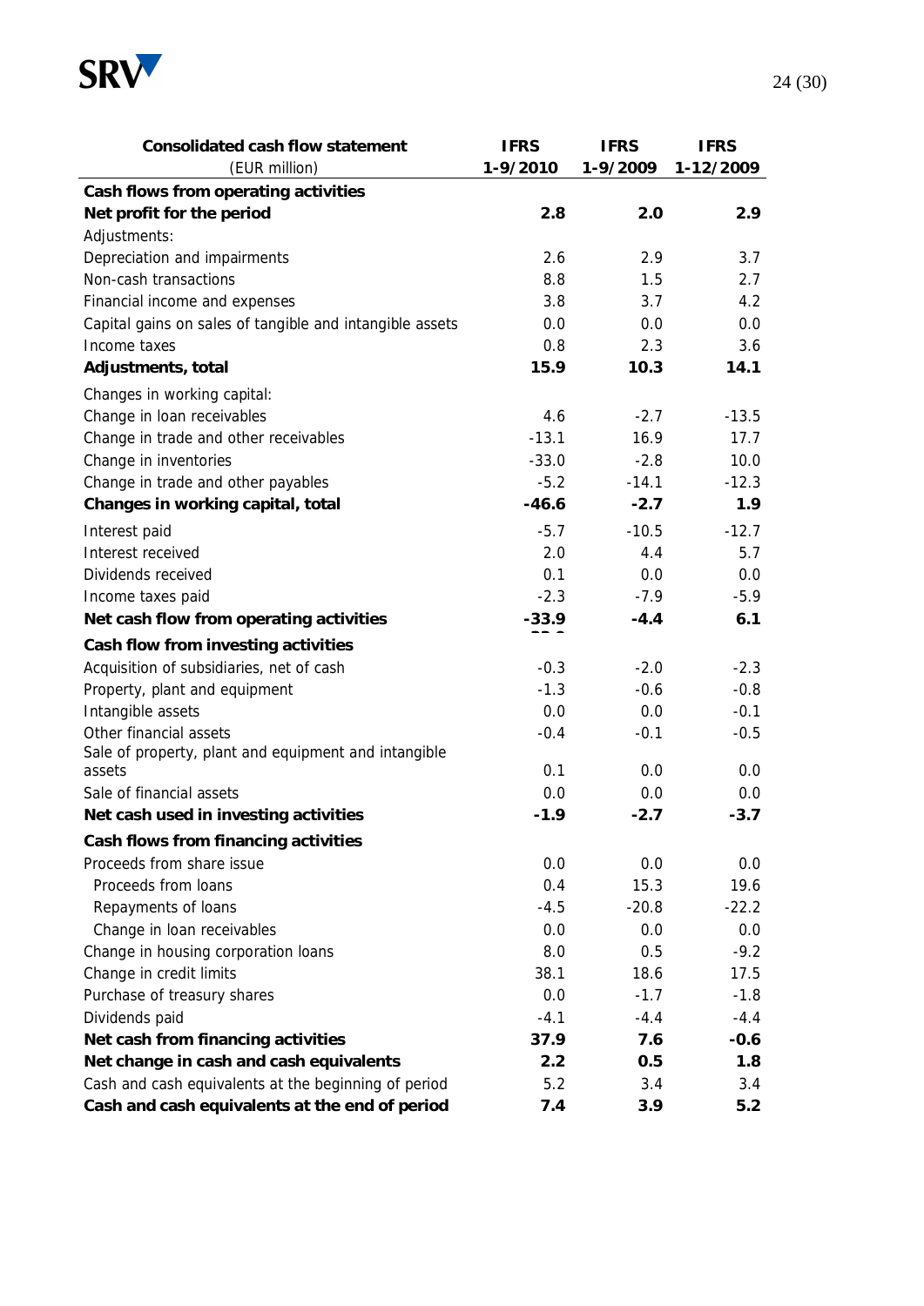| Consolidated cash flow statement (EUR million) | IFRS 1-9/2010 | IFRS 1-9/2009 | IFRS 1-12/2009 |
|---|---|---|---|
| **Cash flows from operating activities** | | | |
| **Net profit for the period** | **2.8** | **2.0** | **2.9** |
| Adjustments: | | | |
| Depreciation and impairments | 2.6 | 2.9 | 3.7 |
| Non-cash transactions | 8.8 | 1.5 | 2.7 |
| Financial income and expenses | 3.8 | 3.7 | 4.2 |
| Capital gains on sales of tangible and intangible assets | 0.0 | 0.0 | 0.0 |
| Income taxes | 0.8 | 2.3 | 3.6 |
| **Adjustments, total** | **15.9** | **10.3** | **14.1** |
| Changes in working capital: | | | |
| Change in loan receivables | 4.6 | -2.7 | -13.5 |
| Change in trade and other receivables | -13.1 | 16.9 | 17.7 |
| Change in inventories | -33.0 | -2.8 | 10.0 |
| Change in trade and other payables | -5.2 | -14.1 | -12.3 |
| **Changes in working capital, total** | **-46.6** | **-2.7** | **1.9** |
| Interest paid | -5.7 | -10.5 | -12.7 |
| Interest received | 2.0 | 4.4 | 5.7 |
| Dividends received | 0.1 | 0.0 | 0.0 |
| Income taxes paid | -2.3 | -7.9 | -5.9 |
| **Net cash flow from operating activities** | **-33.9** | **-4.4** | **6.1** |
| **Cash flow from investing activities** | | | |
| Acquisition of subsidiaries, net of cash | -0.3 | -2.0 | -2.3 |
| Property, plant and equipment | -1.3 | -0.6 | -0.8 |
| Intangible assets | 0.0 | 0.0 | -0.1 |
| Other financial assets | -0.4 | -0.1 | -0.5 |
| Sale of property, plant and equipment and intangible assets | 0.1 | 0.0 | 0.0 |
| Sale of financial assets | 0.0 | 0.0 | 0.0 |
| **Net cash used in investing activities** | **-1.9** | **-2.7** | **-3.7** |
| **Cash flows from financing activities** | | | |
| Proceeds from share issue | 0.0 | 0.0 | 0.0 |
| Proceeds from loans | 0.4 | 15.3 | 19.6 |
| Repayments of loans | -4.5 | -20.8 | -22.2 |
| Change in loan receivables | 0.0 | 0.0 | 0.0 |
| Change in housing corporation loans | 8.0 | 0.5 | -9.2 |
| Change in credit limits | 38.1 | 18.6 | 17.5 |
| Purchase of treasury shares | 0.0 | -1.7 | -1.8 |
| Dividends paid | -4.1 | -4.4 | -4.4 |
| **Net cash from financing activities** | **37.9** | **7.6** | **-0.6** |
| **Net change in cash and cash equivalents** | **2.2** | **0.5** | **1.8** |
| Cash and cash equivalents at the beginning of period | 5.2 | 3.4 | 3.4 |
| **Cash and cash equivalents at the end of period** | **7.4** | **3.9** | **5.2** |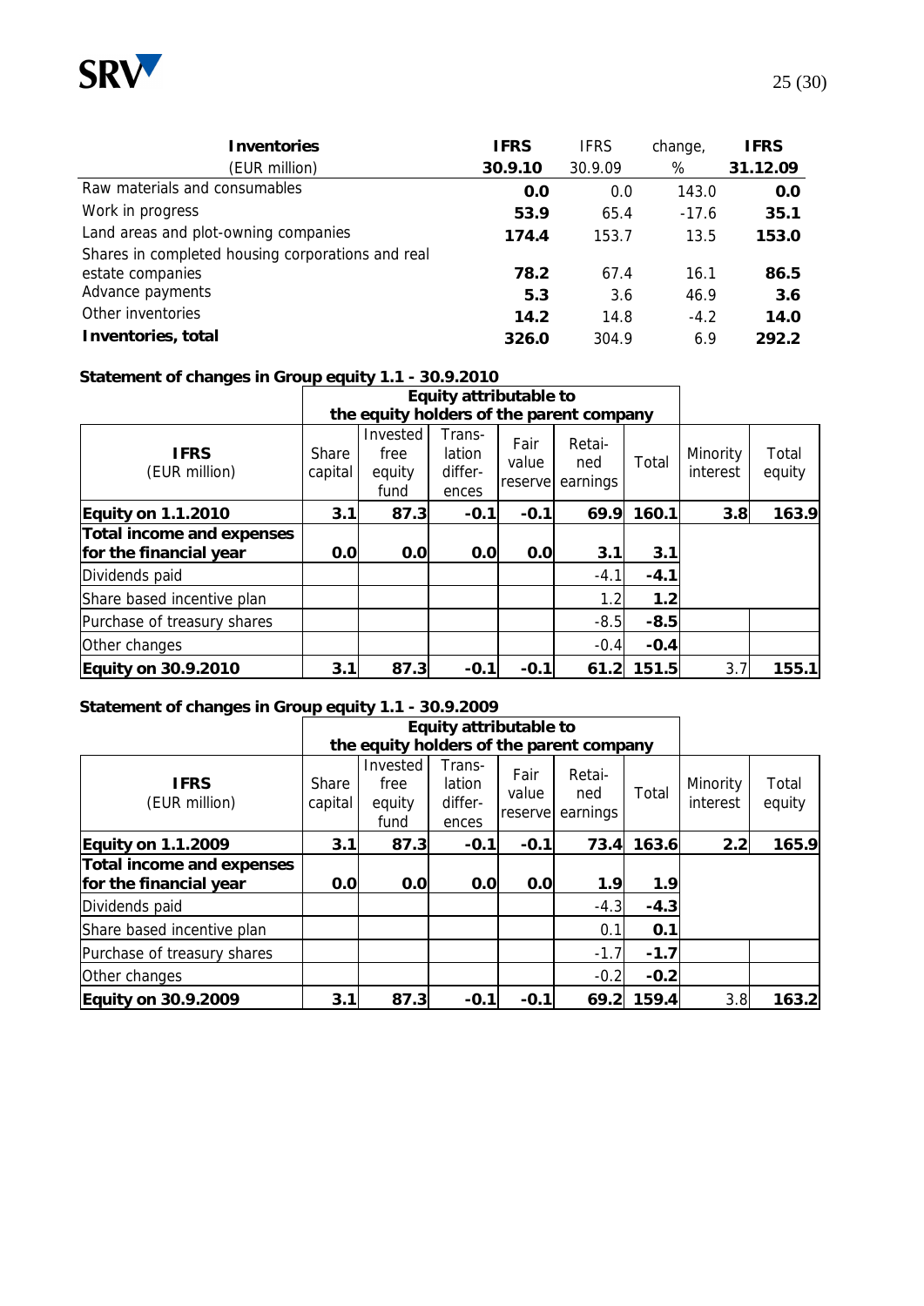| **Inventories** (EUR million) | **IFRS 30.9.10** | IFRS 30.9.09 | change, % | **IFRS 31.12.09** |
|---|---|---|---|---|
| Raw materials and consumables | **0.0** | 0.0 | 143.0 | **0.0** |
| Work in progress | **53.9** | 65.4 | -17.6 | **35.1** |
| Land areas and plot-owning companies | **174.4** | 153.7 | 13.5 | **153.0** |
| Shares in completed housing corporations and real estate companies | **78.2** | 67.4 | 16.1 | **86.5** |
| Advance payments | **5.3** | 3.6 | 46.9 | **3.6** |
| Other inventories | **14.2** | 14.8 | -4.2 | **14.0** |
| **Inventories, total** | **326.0** | 304.9 | 6.9 | **292.2** |

**Statement of changes in Group equity 1.1 - 30.9.2010**

| | **Equity attributable to the equity holders of the parent company** | | | | | | | |
|---|---|---|---|---|---|---|---|---|
| **IFRS** (EUR million) | Share capital | Invested free equity fund | Translation differences | Fair value reserve | Retained earnings | Total | Minority interest | Total equity |
| **Equity on 1.1.2010** | **3.1** | **87.3** | **-0.1** | **-0.1** | **69.9** | **160.1** | **3.8** | **163.9** |
| **Total income and expenses for the financial year** | **0.0** | **0.0** | **0.0** | **0.0** | **3.1** | **3.1** | | |
| Dividends paid | | | | | -4.1 | **-4.1** | | |
| Share based incentive plan | | | | | 1.2 | **1.2** | | |
| Purchase of treasury shares | | | | | -8.5 | **-8.5** | | |
| Other changes | | | | | -0.4 | **-0.4** | | |
| **Equity on 30.9.2010** | **3.1** | **87.3** | **-0.1** | **-0.1** | **61.2** | **151.5** | 3.7 | **155.1** |

**Statement of changes in Group equity 1.1 - 30.9.2009**

| | **Equity attributable to the equity holders of the parent company** | | | | | | | |
|---|---|---|---|---|---|---|---|---|
| **IFRS** (EUR million) | Share capital | Invested free equity fund | Translation differences | Fair value reserve | Retained earnings | Total | Minority interest | Total equity |
| **Equity on 1.1.2009** | **3.1** | **87.3** | **-0.1** | **-0.1** | **73.4** | **163.6** | **2.2** | **165.9** |
| **Total income and expenses for the financial year** | **0.0** | **0.0** | **0.0** | **0.0** | **1.9** | **1.9** | | |
| Dividends paid | | | | | -4.3 | **-4.3** | | |
| Share based incentive plan | | | | | 0.1 | **0.1** | | |
| Purchase of treasury shares | | | | | -1.7 | **-1.7** | | |
| Other changes | | | | | -0.2 | **-0.2** | | |
| **Equity on 30.9.2009** | **3.1** | **87.3** | **-0.1** | **-0.1** | **69.2** | **159.4** | 3.8 | **163.2** |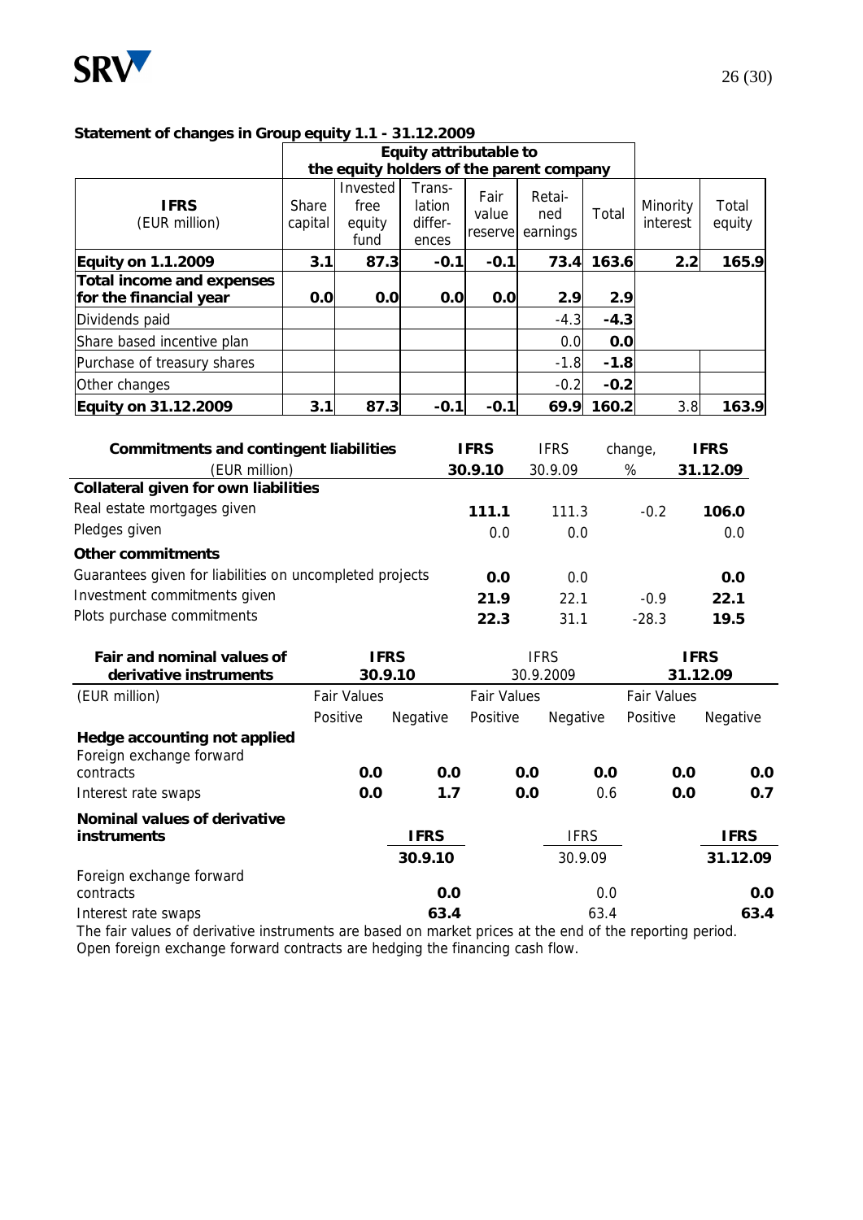**Statement of changes in Group equity 1.1 - 31.12.2009**

| IFRS (EUR million) | Equity attributable to the equity holders of the parent company | | | | | | | |
|---|---|---|---|---|---|---|---|---|
| | Share capital | Invested free equity fund | Translation differences | Fair value reserve | Retained earnings | Total | Minority interest | Total equity |
| **Equity on 1.1.2009** | **3.1** | **87.3** | **-0.1** | **-0.1** | **73.4** | **163.6** | **2.2** | **165.9** |
| **Total income and expenses for the financial year** | **0.0** | **0.0** | **0.0** | **0.0** | **2.9** | **2.9** | | |
| Dividends paid | | | | | -4.3 | **-4.3** | | |
| Share based incentive plan | | | | | 0.0 | **0.0** | | |
| Purchase of treasury shares | | | | | -1.8 | **-1.8** | | |
| Other changes | | | | | -0.2 | **-0.2** | | |
| **Equity on 31.12.2009** | **3.1** | **87.3** | **-0.1** | **-0.1** | **69.9** | **160.2** | 3.8 | **163.9** |

| **Commitments and contingent liabilities** (EUR million) | **IFRS 30.9.10** | IFRS 30.9.09 | change, % | **IFRS 31.12.09** |
|---|---|---|---|---|
| **Collateral given for own liabilities** | | | | |
| Real estate mortgages given | **111.1** | 111.3 | -0.2 | **106.0** |
| Pledges given | 0.0 | 0.0 | | 0.0 |
| **Other commitments** | | | | |
| Guarantees given for liabilities on uncompleted projects | **0.0** | 0.0 | | **0.0** |
| Investment commitments given | **21.9** | 22.1 | -0.9 | **22.1** |
| Plots purchase commitments | **22.3** | 31.1 | -28.3 | **19.5** |

| **Fair and nominal values of derivative instruments** | **IFRS 30.9.10** | | IFRS 30.9.2009 | | **IFRS 31.12.09** | |
|---|---|---|---|---|---|---|
| (EUR million) | Fair Values | | Fair Values | | Fair Values | |
| | Positive | Negative | Positive | Negative | Positive | Negative |
| **Hedge accounting not applied** | | | | | | |
| Foreign exchange forward contracts | **0.0** | **0.0** | **0.0** | **0.0** | **0.0** | **0.0** |
| Interest rate swaps | **0.0** | **1.7** | **0.0** | 0.6 | **0.0** | **0.7** |

| **Nominal values of derivative instruments** | **IFRS 30.9.10** | IFRS 30.9.09 | **IFRS 31.12.09** |
|---|---|---|---|
| Foreign exchange forward contracts | **0.0** | 0.0 | **0.0** |
| Interest rate swaps | **63.4** | 63.4 | **63.4** |

The fair values of derivative instruments are based on market prices at the end of the reporting period.
Open foreign exchange forward contracts are hedging the financing cash flow.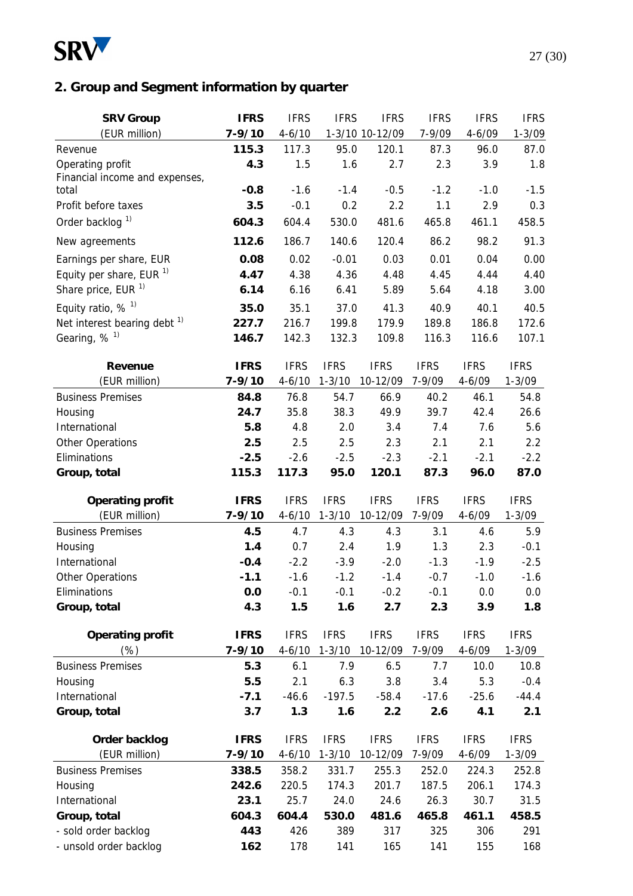## 2. Group and Segment information by quarter

| SRV Group | IFRS | IFRS | IFRS | IFRS | IFRS | IFRS | IFRS |
|---|---|---|---|---|---|---|---|
| (EUR million) | 7-9/10 | 4-6/10 | 1-3/10 | 10-12/09 | 7-9/09 | 4-6/09 | 1-3/09 |
| Revenue | **115.3** | 117.3 | 95.0 | 120.1 | 87.3 | 96.0 | 87.0 |
| Operating profit | **4.3** | 1.5 | 1.6 | 2.7 | 2.3 | 3.9 | 1.8 |
| Financial income and expenses, total | **-0.8** | -1.6 | -1.4 | -0.5 | -1.2 | -1.0 | -1.5 |
| Profit before taxes | **3.5** | -0.1 | 0.2 | 2.2 | 1.1 | 2.9 | 0.3 |
| Order backlog [1)] | **604.3** | 604.4 | 530.0 | 481.6 | 465.8 | 461.1 | 458.5 |
| New agreements | **112.6** | 186.7 | 140.6 | 120.4 | 86.2 | 98.2 | 91.3 |
| Earnings per share, EUR | **0.08** | 0.02 | -0.01 | 0.03 | 0.01 | 0.04 | 0.00 |
| Equity per share, EUR [1)] | **4.47** | 4.38 | 4.36 | 4.48 | 4.45 | 4.44 | 4.40 |
| Share price, EUR [1)] | **6.14** | 6.16 | 6.41 | 5.89 | 5.64 | 4.18 | 3.00 |
| Equity ratio, % [1)] | **35.0** | 35.1 | 37.0 | 41.3 | 40.9 | 40.1 | 40.5 |
| Net interest bearing debt [1)] | **227.7** | 216.7 | 199.8 | 179.9 | 189.8 | 186.8 | 172.6 |
| Gearing, % [1)] | **146.7** | 142.3 | 132.3 | 109.8 | 116.3 | 116.6 | 107.1 |

| Revenue | IFRS | IFRS | IFRS | IFRS | IFRS | IFRS | IFRS |
|---|---|---|---|---|---|---|---|
| (EUR million) | 7-9/10 | 4-6/10 | 1-3/10 | 10-12/09 | 7-9/09 | 4-6/09 | 1-3/09 |
| Business Premises | **84.8** | 76.8 | 54.7 | 66.9 | 40.2 | 46.1 | 54.8 |
| Housing | **24.7** | 35.8 | 38.3 | 49.9 | 39.7 | 42.4 | 26.6 |
| International | **5.8** | 4.8 | 2.0 | 3.4 | 7.4 | 7.6 | 5.6 |
| Other Operations | **2.5** | 2.5 | 2.5 | 2.3 | 2.1 | 2.1 | 2.2 |
| Eliminations | **-2.5** | -2.6 | -2.5 | -2.3 | -2.1 | -2.1 | -2.2 |
| **Group, total** | **115.3** | **117.3** | **95.0** | **120.1** | **87.3** | **96.0** | **87.0** |

| Operating profit | IFRS | IFRS | IFRS | IFRS | IFRS | IFRS | IFRS |
|---|---|---|---|---|---|---|---|
| (EUR million) | 7-9/10 | 4-6/10 | 1-3/10 | 10-12/09 | 7-9/09 | 4-6/09 | 1-3/09 |
| Business Premises | **4.5** | 4.7 | 4.3 | 4.3 | 3.1 | 4.6 | 5.9 |
| Housing | **1.4** | 0.7 | 2.4 | 1.9 | 1.3 | 2.3 | -0.1 |
| International | **-0.4** | -2.2 | -3.9 | -2.0 | -1.3 | -1.9 | -2.5 |
| Other Operations | **-1.1** | -1.6 | -1.2 | -1.4 | -0.7 | -1.0 | -1.6 |
| Eliminations | **0.0** | -0.1 | -0.1 | -0.2 | -0.1 | 0.0 | 0.0 |
| **Group, total** | **4.3** | **1.5** | **1.6** | **2.7** | **2.3** | **3.9** | **1.8** |

| Operating profit | IFRS | IFRS | IFRS | IFRS | IFRS | IFRS | IFRS |
|---|---|---|---|---|---|---|---|
| (%) | 7-9/10 | 4-6/10 | 1-3/10 | 10-12/09 | 7-9/09 | 4-6/09 | 1-3/09 |
| Business Premises | **5.3** | 6.1 | 7.9 | 6.5 | 7.7 | 10.0 | 10.8 |
| Housing | **5.5** | 2.1 | 6.3 | 3.8 | 3.4 | 5.3 | -0.4 |
| International | **-7.1** | -46.6 | -197.5 | -58.4 | -17.6 | -25.6 | -44.4 |
| **Group, total** | **3.7** | **1.3** | **1.6** | **2.2** | **2.6** | **4.1** | **2.1** |

| Order backlog | IFRS | IFRS | IFRS | IFRS | IFRS | IFRS | IFRS |
|---|---|---|---|---|---|---|---|
| (EUR million) | 7-9/10 | 4-6/10 | 1-3/10 | 10-12/09 | 7-9/09 | 4-6/09 | 1-3/09 |
| Business Premises | **338.5** | 358.2 | 331.7 | 255.3 | 252.0 | 224.3 | 252.8 |
| Housing | **242.6** | 220.5 | 174.3 | 201.7 | 187.5 | 206.1 | 174.3 |
| International | **23.1** | 25.7 | 24.0 | 24.6 | 26.3 | 30.7 | 31.5 |
| **Group, total** | **604.3** | **604.4** | **530.0** | **481.6** | **465.8** | **461.1** | **458.5** |
| - sold order backlog | **443** | 426 | 389 | 317 | 325 | 306 | 291 |
| - unsold order backlog | **162** | 178 | 141 | 165 | 141 | 155 | 168 |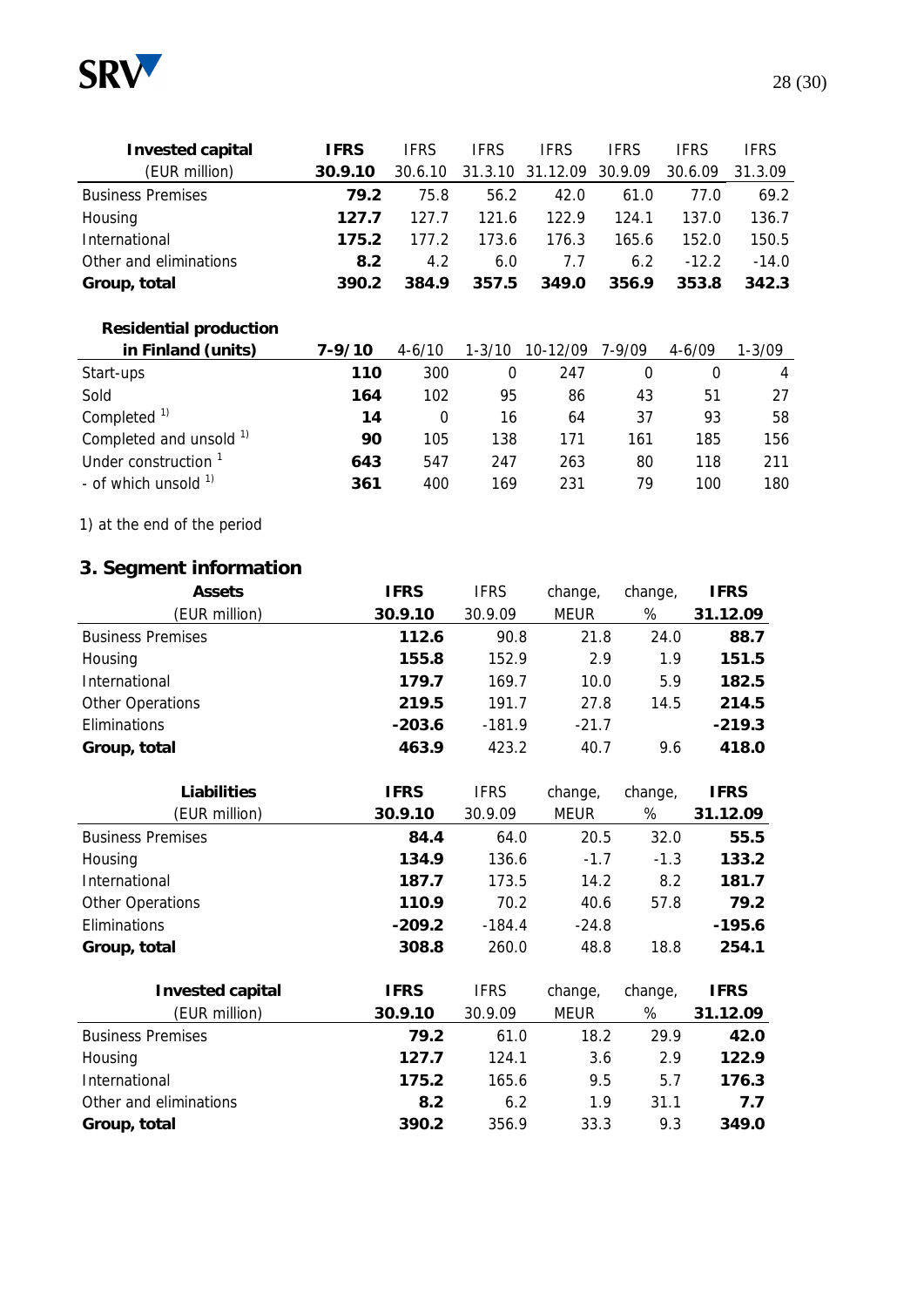| Invested capital (EUR million) | IFRS 30.9.10 | IFRS 30.6.10 | IFRS 31.3.10 | IFRS 31.12.09 | IFRS 30.9.09 | IFRS 30.6.09 | IFRS 31.3.09 |
|---|---|---|---|---|---|---|---|
| Business Premises | **79.2** | 75.8 | 56.2 | 42.0 | 61.0 | 77.0 | 69.2 |
| Housing | **127.7** | 127.7 | 121.6 | 122.9 | 124.1 | 137.0 | 136.7 |
| International | **175.2** | 177.2 | 173.6 | 176.3 | 165.6 | 152.0 | 150.5 |
| Other and eliminations | **8.2** | 4.2 | 6.0 | 7.7 | 6.2 | -12.2 | -14.0 |
| **Group, total** | **390.2** | **384.9** | **357.5** | **349.0** | **356.9** | **353.8** | **342.3** |

| Residential production in Finland (units) | 7-9/10 | 4-6/10 | 1-3/10 | 10-12/09 | 7-9/09 | 4-6/09 | 1-3/09 |
|---|---|---|---|---|---|---|---|
| Start-ups | **110** | 300 | 0 | 247 | 0 | 0 | 4 |
| Sold | **164** | 102 | 95 | 86 | 43 | 51 | 27 |
| Completed [1)] | **14** | 0 | 16 | 64 | 37 | 93 | 58 |
| Completed and unsold [1)] | **90** | 105 | 138 | 171 | 161 | 185 | 156 |
| Under construction [1] | **643** | 547 | 247 | 263 | 80 | 118 | 211 |
| - of which unsold [1)] | **361** | 400 | 169 | 231 | 79 | 100 | 180 |

1) at the end of the period

## 3. Segment information

| Assets (EUR million) | IFRS 30.9.10 | IFRS 30.9.09 | change, MEUR | change, % | IFRS 31.12.09 |
|---|---|---|---|---|---|
| Business Premises | **112.6** | 90.8 | 21.8 | 24.0 | **88.7** |
| Housing | **155.8** | 152.9 | 2.9 | 1.9 | **151.5** |
| International | **179.7** | 169.7 | 10.0 | 5.9 | **182.5** |
| Other Operations | **219.5** | 191.7 | 27.8 | 14.5 | **214.5** |
| Eliminations | **-203.6** | -181.9 | -21.7 | | **-219.3** |
| **Group, total** | **463.9** | 423.2 | 40.7 | 9.6 | **418.0** |

| Liabilities (EUR million) | IFRS 30.9.10 | IFRS 30.9.09 | change, MEUR | change, % | IFRS 31.12.09 |
|---|---|---|---|---|---|
| Business Premises | **84.4** | 64.0 | 20.5 | 32.0 | **55.5** |
| Housing | **134.9** | 136.6 | -1.7 | -1.3 | **133.2** |
| International | **187.7** | 173.5 | 14.2 | 8.2 | **181.7** |
| Other Operations | **110.9** | 70.2 | 40.6 | 57.8 | **79.2** |
| Eliminations | **-209.2** | -184.4 | -24.8 | | **-195.6** |
| **Group, total** | **308.8** | 260.0 | 48.8 | 18.8 | **254.1** |

| Invested capital (EUR million) | IFRS 30.9.10 | IFRS 30.9.09 | change, MEUR | change, % | IFRS 31.12.09 |
|---|---|---|---|---|---|
| Business Premises | **79.2** | 61.0 | 18.2 | 29.9 | **42.0** |
| Housing | **127.7** | 124.1 | 3.6 | 2.9 | **122.9** |
| International | **175.2** | 165.6 | 9.5 | 5.7 | **176.3** |
| Other and eliminations | **8.2** | 6.2 | 1.9 | 31.1 | **7.7** |
| **Group, total** | **390.2** | 356.9 | 33.3 | 9.3 | **349.0** |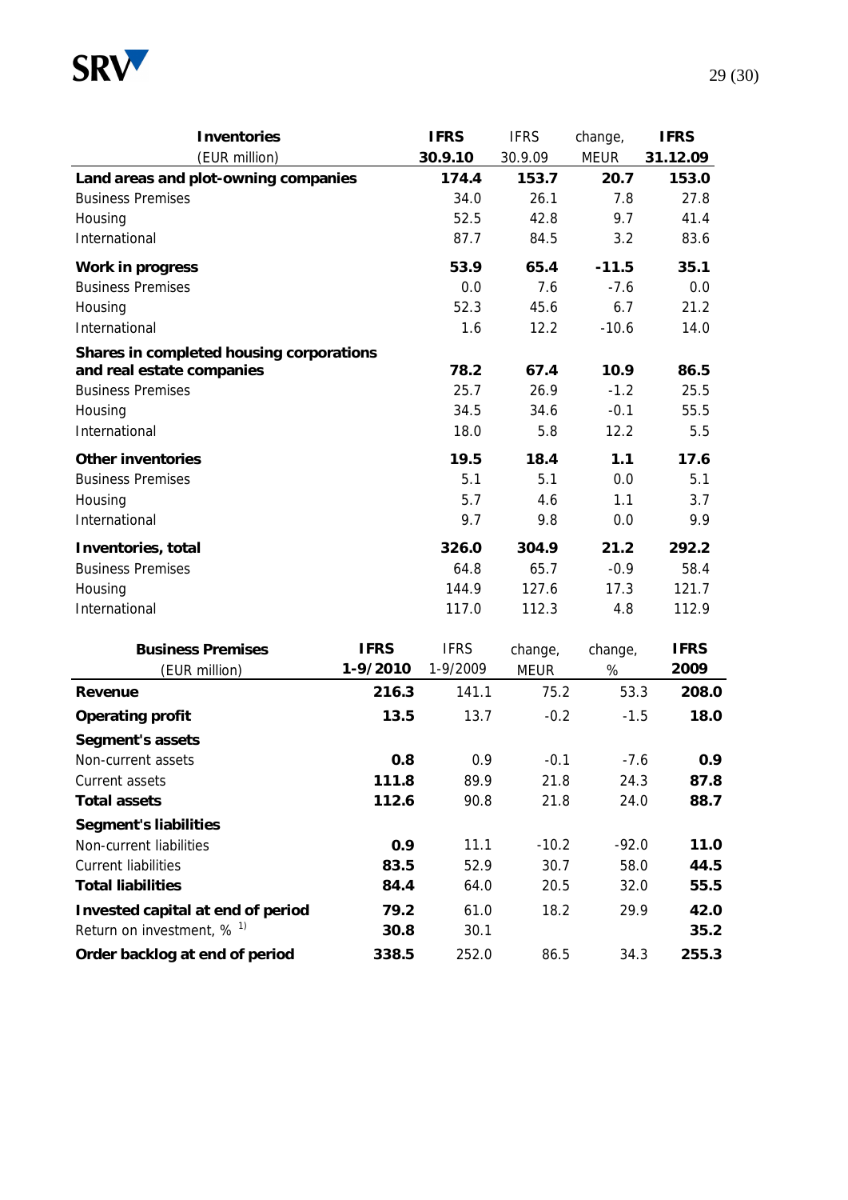| **Inventories** (EUR million) | **IFRS 30.9.10** | IFRS 30.9.09 | change, MEUR | **IFRS 31.12.09** |
|---|---|---|---|---|
| **Land areas and plot-owning companies** | **174.4** | **153.7** | **20.7** | **153.0** |
| Business Premises | 34.0 | 26.1 | 7.8 | 27.8 |
| Housing | 52.5 | 42.8 | 9.7 | 41.4 |
| International | 87.7 | 84.5 | 3.2 | 83.6 |
| **Work in progress** | **53.9** | **65.4** | **-11.5** | **35.1** |
| Business Premises | 0.0 | 7.6 | -7.6 | 0.0 |
| Housing | 52.3 | 45.6 | 6.7 | 21.2 |
| International | 1.6 | 12.2 | -10.6 | 14.0 |
| **Shares in completed housing corporations and real estate companies** | **78.2** | **67.4** | **10.9** | **86.5** |
| Business Premises | 25.7 | 26.9 | -1.2 | 25.5 |
| Housing | 34.5 | 34.6 | -0.1 | 55.5 |
| International | 18.0 | 5.8 | 12.2 | 5.5 |
| **Other inventories** | **19.5** | **18.4** | **1.1** | **17.6** |
| Business Premises | 5.1 | 5.1 | 0.0 | 5.1 |
| Housing | 5.7 | 4.6 | 1.1 | 3.7 |
| International | 9.7 | 9.8 | 0.0 | 9.9 |
| **Inventories, total** | **326.0** | **304.9** | **21.2** | **292.2** |
| Business Premises | 64.8 | 65.7 | -0.9 | 58.4 |
| Housing | 144.9 | 127.6 | 17.3 | 121.7 |
| International | 117.0 | 112.3 | 4.8 | 112.9 |

| **Business Premises** (EUR million) | **IFRS 1-9/2010** | IFRS 1-9/2009 | change, MEUR | change, % | **IFRS 2009** |
|---|---|---|---|---|---|
| **Revenue** | **216.3** | 141.1 | 75.2 | 53.3 | **208.0** |
| **Operating profit** | **13.5** | 13.7 | -0.2 | -1.5 | **18.0** |
| **Segment's assets** | | | | | |
| Non-current assets | **0.8** | 0.9 | -0.1 | -7.6 | **0.9** |
| Current assets | **111.8** | 89.9 | 21.8 | 24.3 | **87.8** |
| **Total assets** | **112.6** | 90.8 | 21.8 | 24.0 | **88.7** |
| **Segment's liabilities** | | | | | |
| Non-current liabilities | **0.9** | 11.1 | -10.2 | -92.0 | **11.0** |
| Current liabilities | **83.5** | 52.9 | 30.7 | 58.0 | **44.5** |
| **Total liabilities** | **84.4** | 64.0 | 20.5 | 32.0 | **55.5** |
| **Invested capital at end of period** | **79.2** | 61.0 | 18.2 | 29.9 | **42.0** |
| Return on investment, % [1)] | **30.8** | 30.1 | | | **35.2** |
| **Order backlog at end of period** | **338.5** | 252.0 | 86.5 | 34.3 | **255.3** |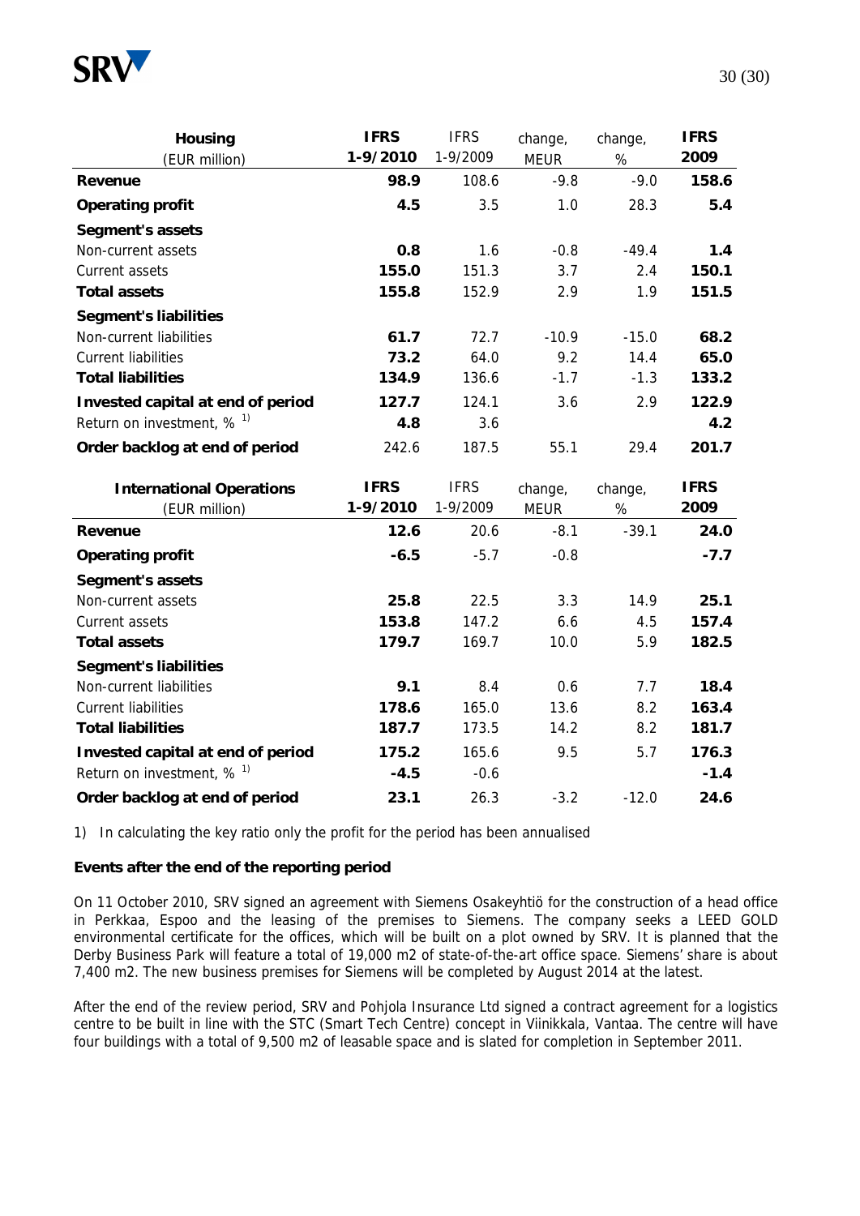| Housing (EUR million) | IFRS 1-9/2010 | IFRS 1-9/2009 | change, MEUR | change, % | IFRS 2009 |
|---|---|---|---|---|---|
| **Revenue** | **98.9** | 108.6 | -9.8 | -9.0 | **158.6** |
| **Operating profit** | **4.5** | 3.5 | 1.0 | 28.3 | **5.4** |
| **Segment's assets** | | | | | |
| Non-current assets | **0.8** | 1.6 | -0.8 | -49.4 | **1.4** |
| Current assets | **155.0** | 151.3 | 3.7 | 2.4 | **150.1** |
| **Total assets** | **155.8** | 152.9 | 2.9 | 1.9 | **151.5** |
| **Segment's liabilities** | | | | | |
| Non-current liabilities | **61.7** | 72.7 | -10.9 | -15.0 | **68.2** |
| Current liabilities | **73.2** | 64.0 | 9.2 | 14.4 | **65.0** |
| **Total liabilities** | **134.9** | 136.6 | -1.7 | -1.3 | **133.2** |
| **Invested capital at end of period** | **127.7** | 124.1 | 3.6 | 2.9 | **122.9** |
| Return on investment, % [1] | **4.8** | 3.6 | | | **4.2** |
| **Order backlog at end of period** | 242.6 | 187.5 | 55.1 | 29.4 | **201.7** |

| International Operations (EUR million) | IFRS 1-9/2010 | IFRS 1-9/2009 | change, MEUR | change, % | IFRS 2009 |
|---|---|---|---|---|---|
| **Revenue** | **12.6** | 20.6 | -8.1 | -39.1 | **24.0** |
| **Operating profit** | **-6.5** | -5.7 | -0.8 | | **-7.7** |
| **Segment's assets** | | | | | |
| Non-current assets | **25.8** | 22.5 | 3.3 | 14.9 | **25.1** |
| Current assets | **153.8** | 147.2 | 6.6 | 4.5 | **157.4** |
| **Total assets** | **179.7** | 169.7 | 10.0 | 5.9 | **182.5** |
| **Segment's liabilities** | | | | | |
| Non-current liabilities | **9.1** | 8.4 | 0.6 | 7.7 | **18.4** |
| Current liabilities | **178.6** | 165.0 | 13.6 | 8.2 | **163.4** |
| **Total liabilities** | **187.7** | 173.5 | 14.2 | 8.2 | **181.7** |
| **Invested capital at end of period** | **175.2** | 165.6 | 9.5 | 5.7 | **176.3** |
| Return on investment, % [1] | **-4.5** | -0.6 | | | **-1.4** |
| **Order backlog at end of period** | **23.1** | 26.3 | -3.2 | -12.0 | **24.6** |

1) In calculating the key ratio only the profit for the period has been annualised

**Events after the end of the reporting period**

On 11 October 2010, SRV signed an agreement with Siemens Osakeyhtiö for the construction of a head office in Perkkaa, Espoo and the leasing of the premises to Siemens. The company seeks a LEED GOLD environmental certificate for the offices, which will be built on a plot owned by SRV. It is planned that the Derby Business Park will feature a total of 19,000 m2 of state-of-the-art office space. Siemens' share is about 7,400 m2. The new business premises for Siemens will be completed by August 2014 at the latest.

After the end of the review period, SRV and Pohjola Insurance Ltd signed a contract agreement for a logistics centre to be built in line with the STC (Smart Tech Centre) concept in Viinikkala, Vantaa. The centre will have four buildings with a total of 9,500 m2 of leasable space and is slated for completion in September 2011.